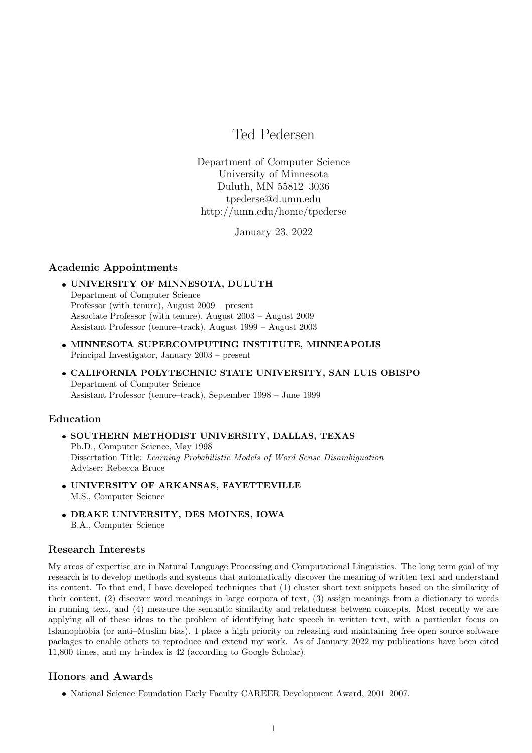# Ted Pedersen

Department of Computer Science
University of Minnesota
Duluth, MN 55812–3036
tpederse@d.umn.edu
http://umn.edu/home/tpederse

January 23, 2022

## Academic Appointments

- **UNIVERSITY OF MINNESOTA, DULUTH**
  Department of Computer Science
  Professor (with tenure), August 2009 – present
  Associate Professor (with tenure), August 2003 – August 2009
  Assistant Professor (tenure–track), August 1999 – August 2003
- **MINNESOTA SUPERCOMPUTING INSTITUTE, MINNEAPOLIS**
  Principal Investigator, January 2003 – present
- **CALIFORNIA POLYTECHNIC STATE UNIVERSITY, SAN LUIS OBISPO**
  Department of Computer Science
  Assistant Professor (tenure–track), September 1998 – June 1999

## Education

- **SOUTHERN METHODIST UNIVERSITY, DALLAS, TEXAS**
  Ph.D., Computer Science, May 1998
  Dissertation Title: *Learning Probabilistic Models of Word Sense Disambiguation*
  Adviser: Rebecca Bruce
- **UNIVERSITY OF ARKANSAS, FAYETTEVILLE**
  M.S., Computer Science
- **DRAKE UNIVERSITY, DES MOINES, IOWA**
  B.A., Computer Science

## Research Interests

My areas of expertise are in Natural Language Processing and Computational Linguistics. The long term goal of my research is to develop methods and systems that automatically discover the meaning of written text and understand its content. To that end, I have developed techniques that (1) cluster short text snippets based on the similarity of their content, (2) discover word meanings in large corpora of text, (3) assign meanings from a dictionary to words in running text, and (4) measure the semantic similarity and relatedness between concepts. Most recently we are applying all of these ideas to the problem of identifying hate speech in written text, with a particular focus on Islamophobia (or anti–Muslim bias). I place a high priority on releasing and maintaining free open source software packages to enable others to reproduce and extend my work. As of January 2022 my publications have been cited 11,800 times, and my h-index is 42 (according to Google Scholar).

## Honors and Awards

- National Science Foundation Early Faculty CAREER Development Award, 2001–2007.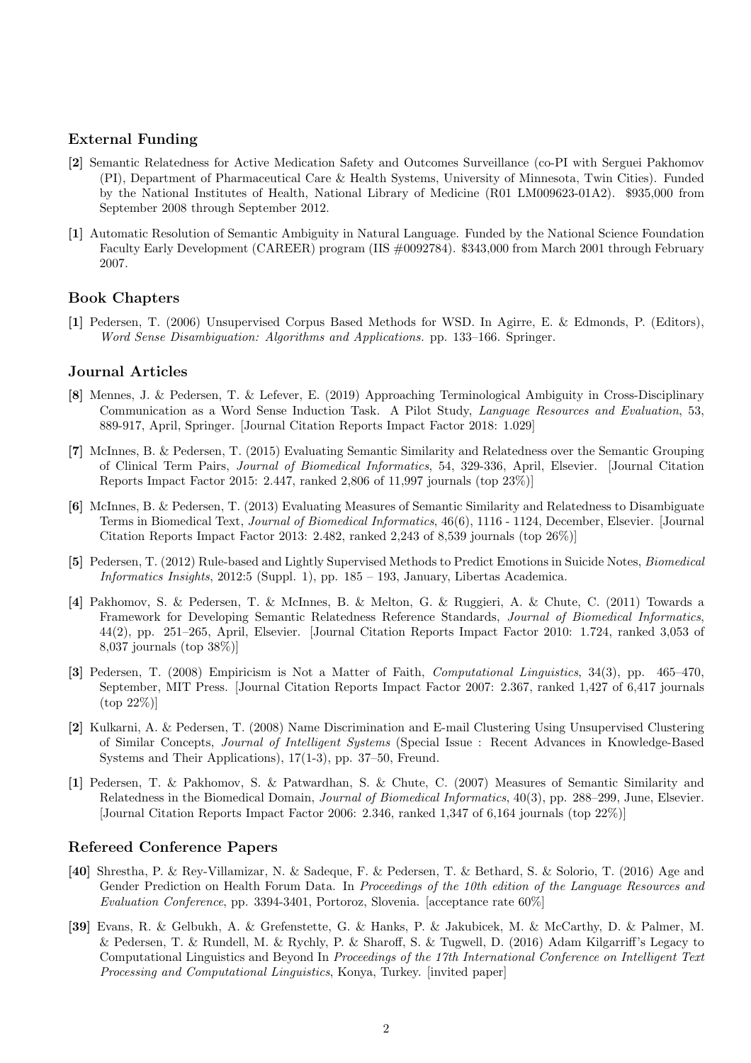## External Funding

**[2]** Semantic Relatedness for Active Medication Safety and Outcomes Surveillance (co-PI with Serguei Pakhomov (PI), Department of Pharmaceutical Care & Health Systems, University of Minnesota, Twin Cities). Funded by the National Institutes of Health, National Library of Medicine (R01 LM009623-01A2). $935,000 from September 2008 through September 2012.

**[1]** Automatic Resolution of Semantic Ambiguity in Natural Language. Funded by the National Science Foundation Faculty Early Development (CAREER) program (IIS #0092784). $343,000 from March 2001 through February 2007.

## Book Chapters

**[1]** Pedersen, T. (2006) Unsupervised Corpus Based Methods for WSD. In Agirre, E. & Edmonds, P. (Editors), *Word Sense Disambiguation: Algorithms and Applications.* pp. 133–166. Springer.

## Journal Articles

**[8]** Mennes, J. & Pedersen, T. & Lefever, E. (2019) Approaching Terminological Ambiguity in Cross-Disciplinary Communication as a Word Sense Induction Task. A Pilot Study, *Language Resources and Evaluation*, 53, 889-917, April, Springer. [Journal Citation Reports Impact Factor 2018: 1.029]

**[7]** McInnes, B. & Pedersen, T. (2015) Evaluating Semantic Similarity and Relatedness over the Semantic Grouping of Clinical Term Pairs, *Journal of Biomedical Informatics*, 54, 329-336, April, Elsevier. [Journal Citation Reports Impact Factor 2015: 2.447, ranked 2,806 of 11,997 journals (top 23%)]

**[6]** McInnes, B. & Pedersen, T. (2013) Evaluating Measures of Semantic Similarity and Relatedness to Disambiguate Terms in Biomedical Text, *Journal of Biomedical Informatics*, 46(6), 1116 - 1124, December, Elsevier. [Journal Citation Reports Impact Factor 2013: 2.482, ranked 2,243 of 8,539 journals (top 26%)]

**[5]** Pedersen, T. (2012) Rule-based and Lightly Supervised Methods to Predict Emotions in Suicide Notes, *Biomedical Informatics Insights*, 2012:5 (Suppl. 1), pp. 185 – 193, January, Libertas Academica.

**[4]** Pakhomov, S. & Pedersen, T. & McInnes, B. & Melton, G. & Ruggieri, A. & Chute, C. (2011) Towards a Framework for Developing Semantic Relatedness Reference Standards, *Journal of Biomedical Informatics*, 44(2), pp. 251–265, April, Elsevier. [Journal Citation Reports Impact Factor 2010: 1.724, ranked 3,053 of 8,037 journals (top 38%)]

**[3]** Pedersen, T. (2008) Empiricism is Not a Matter of Faith, *Computational Linguistics*, 34(3), pp. 465–470, September, MIT Press. [Journal Citation Reports Impact Factor 2007: 2.367, ranked 1,427 of 6,417 journals (top 22%)]

**[2]** Kulkarni, A. & Pedersen, T. (2008) Name Discrimination and E-mail Clustering Using Unsupervised Clustering of Similar Concepts, *Journal of Intelligent Systems* (Special Issue : Recent Advances in Knowledge-Based Systems and Their Applications), 17(1-3), pp. 37–50, Freund.

**[1]** Pedersen, T. & Pakhomov, S. & Patwardhan, S. & Chute, C. (2007) Measures of Semantic Similarity and Relatedness in the Biomedical Domain, *Journal of Biomedical Informatics*, 40(3), pp. 288–299, June, Elsevier. [Journal Citation Reports Impact Factor 2006: 2.346, ranked 1,347 of 6,164 journals (top 22%)]

## Refereed Conference Papers

**[40]** Shrestha, P. & Rey-Villamizar, N. & Sadeque, F. & Pedersen, T. & Bethard, S. & Solorio, T. (2016) Age and Gender Prediction on Health Forum Data. In *Proceedings of the 10th edition of the Language Resources and Evaluation Conference*, pp. 3394-3401, Portoroz, Slovenia. [acceptance rate 60%]

**[39]** Evans, R. & Gelbukh, A. & Grefenstette, G. & Hanks, P. & Jakubicek, M. & McCarthy, D. & Palmer, M. & Pedersen, T. & Rundell, M. & Rychly, P. & Sharoff, S. & Tugwell, D. (2016) Adam Kilgarriff's Legacy to Computational Linguistics and Beyond In *Proceedings of the 17th International Conference on Intelligent Text Processing and Computational Linguistics*, Konya, Turkey. [invited paper]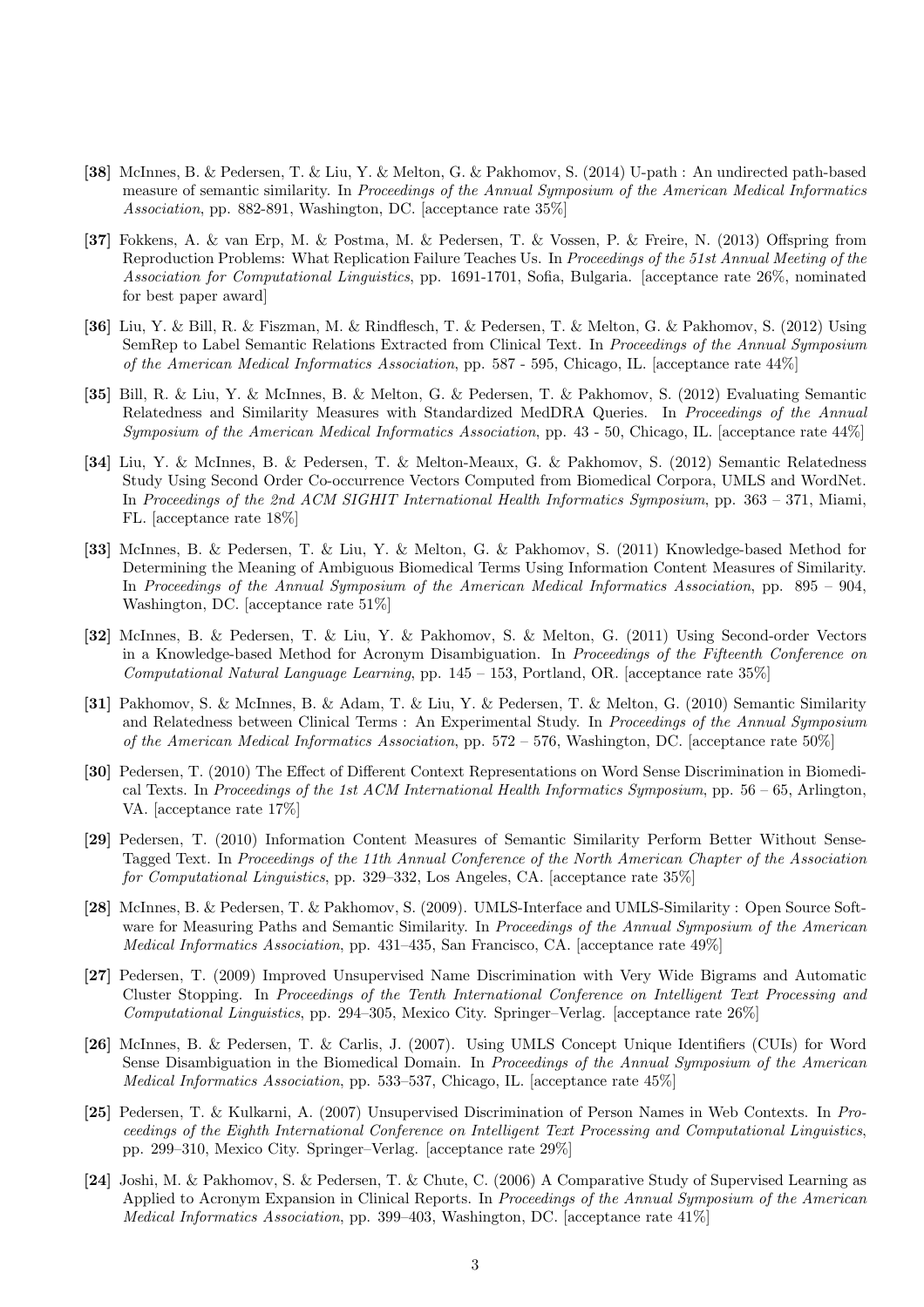**[38]** McInnes, B. & Pedersen, T. & Liu, Y. & Melton, G. & Pakhomov, S. (2014) U-path : An undirected path-based measure of semantic similarity. In *Proceedings of the Annual Symposium of the American Medical Informatics Association*, pp. 882-891, Washington, DC. [acceptance rate 35%]

**[37]** Fokkens, A. & van Erp, M. & Postma, M. & Pedersen, T. & Vossen, P. & Freire, N. (2013) Offspring from Reproduction Problems: What Replication Failure Teaches Us. In *Proceedings of the 51st Annual Meeting of the Association for Computational Linguistics*, pp. 1691-1701, Sofia, Bulgaria. [acceptance rate 26%, nominated for best paper award]

**[36]** Liu, Y. & Bill, R. & Fiszman, M. & Rindflesch, T. & Pedersen, T. & Melton, G. & Pakhomov, S. (2012) Using SemRep to Label Semantic Relations Extracted from Clinical Text. In *Proceedings of the Annual Symposium of the American Medical Informatics Association*, pp. 587 - 595, Chicago, IL. [acceptance rate 44%]

**[35]** Bill, R. & Liu, Y. & McInnes, B. & Melton, G. & Pedersen, T. & Pakhomov, S. (2012) Evaluating Semantic Relatedness and Similarity Measures with Standardized MedDRA Queries. In *Proceedings of the Annual Symposium of the American Medical Informatics Association*, pp. 43 - 50, Chicago, IL. [acceptance rate 44%]

**[34]** Liu, Y. & McInnes, B. & Pedersen, T. & Melton-Meaux, G. & Pakhomov, S. (2012) Semantic Relatedness Study Using Second Order Co-occurrence Vectors Computed from Biomedical Corpora, UMLS and WordNet. In *Proceedings of the 2nd ACM SIGHIT International Health Informatics Symposium*, pp. 363 – 371, Miami, FL. [acceptance rate 18%]

**[33]** McInnes, B. & Pedersen, T. & Liu, Y. & Melton, G. & Pakhomov, S. (2011) Knowledge-based Method for Determining the Meaning of Ambiguous Biomedical Terms Using Information Content Measures of Similarity. In *Proceedings of the Annual Symposium of the American Medical Informatics Association*, pp. 895 – 904, Washington, DC. [acceptance rate 51%]

**[32]** McInnes, B. & Pedersen, T. & Liu, Y. & Pakhomov, S. & Melton, G. (2011) Using Second-order Vectors in a Knowledge-based Method for Acronym Disambiguation. In *Proceedings of the Fifteenth Conference on Computational Natural Language Learning*, pp. 145 – 153, Portland, OR. [acceptance rate 35%]

**[31]** Pakhomov, S. & McInnes, B. & Adam, T. & Liu, Y. & Pedersen, T. & Melton, G. (2010) Semantic Similarity and Relatedness between Clinical Terms : An Experimental Study. In *Proceedings of the Annual Symposium of the American Medical Informatics Association*, pp. 572 – 576, Washington, DC. [acceptance rate 50%]

**[30]** Pedersen, T. (2010) The Effect of Different Context Representations on Word Sense Discrimination in Biomedical Texts. In *Proceedings of the 1st ACM International Health Informatics Symposium*, pp. 56 – 65, Arlington, VA. [acceptance rate 17%]

**[29]** Pedersen, T. (2010) Information Content Measures of Semantic Similarity Perform Better Without Sense-Tagged Text. In *Proceedings of the 11th Annual Conference of the North American Chapter of the Association for Computational Linguistics*, pp. 329–332, Los Angeles, CA. [acceptance rate 35%]

**[28]** McInnes, B. & Pedersen, T. & Pakhomov, S. (2009). UMLS-Interface and UMLS-Similarity : Open Source Software for Measuring Paths and Semantic Similarity. In *Proceedings of the Annual Symposium of the American Medical Informatics Association*, pp. 431–435, San Francisco, CA. [acceptance rate 49%]

**[27]** Pedersen, T. (2009) Improved Unsupervised Name Discrimination with Very Wide Bigrams and Automatic Cluster Stopping. In *Proceedings of the Tenth International Conference on Intelligent Text Processing and Computational Linguistics*, pp. 294–305, Mexico City. Springer–Verlag. [acceptance rate 26%]

**[26]** McInnes, B. & Pedersen, T. & Carlis, J. (2007). Using UMLS Concept Unique Identifiers (CUIs) for Word Sense Disambiguation in the Biomedical Domain. In *Proceedings of the Annual Symposium of the American Medical Informatics Association*, pp. 533–537, Chicago, IL. [acceptance rate 45%]

**[25]** Pedersen, T. & Kulkarni, A. (2007) Unsupervised Discrimination of Person Names in Web Contexts. In *Proceedings of the Eighth International Conference on Intelligent Text Processing and Computational Linguistics*, pp. 299–310, Mexico City. Springer–Verlag. [acceptance rate 29%]

**[24]** Joshi, M. & Pakhomov, S. & Pedersen, T. & Chute, C. (2006) A Comparative Study of Supervised Learning as Applied to Acronym Expansion in Clinical Reports. In *Proceedings of the Annual Symposium of the American Medical Informatics Association*, pp. 399–403, Washington, DC. [acceptance rate 41%]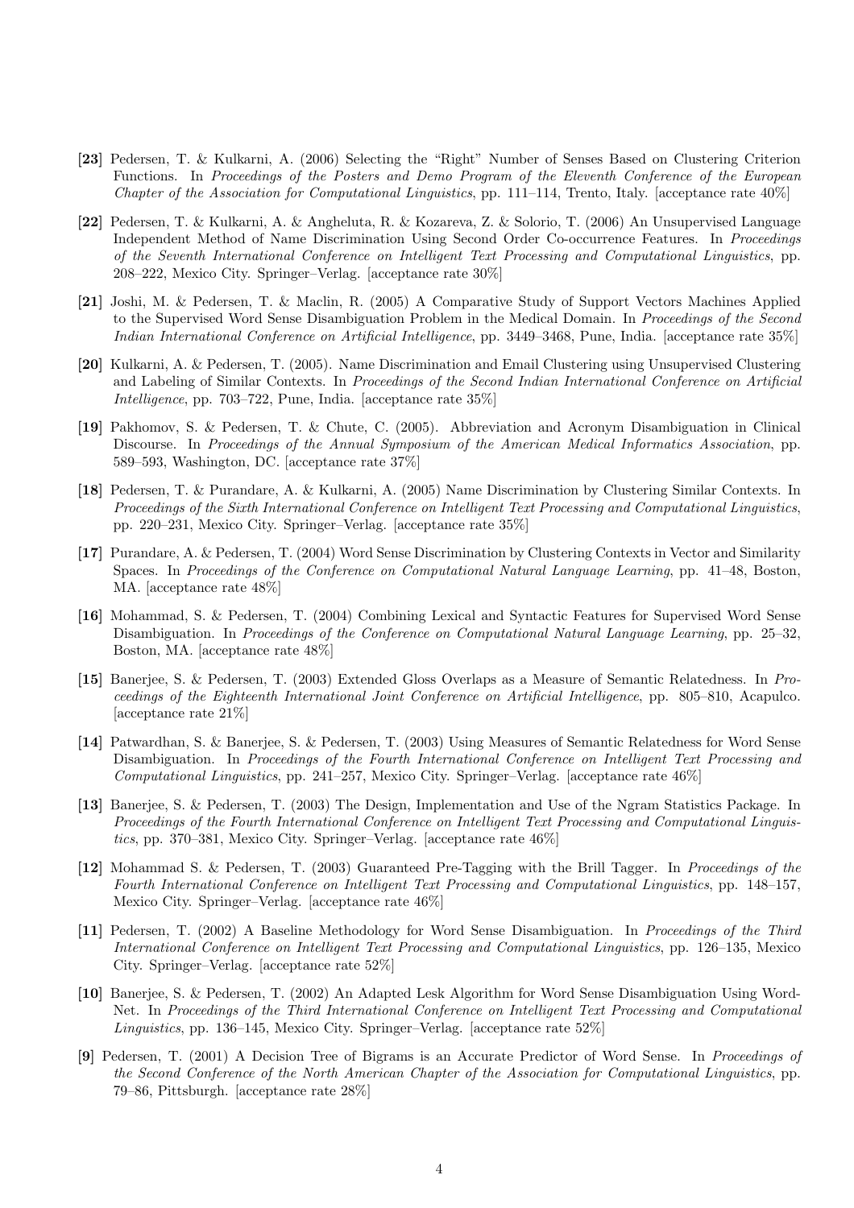**[23]** Pedersen, T. & Kulkarni, A. (2006) Selecting the "Right" Number of Senses Based on Clustering Criterion Functions. In *Proceedings of the Posters and Demo Program of the Eleventh Conference of the European Chapter of the Association for Computational Linguistics*, pp. 111–114, Trento, Italy. [acceptance rate 40%]

**[22]** Pedersen, T. & Kulkarni, A. & Angheluta, R. & Kozareva, Z. & Solorio, T. (2006) An Unsupervised Language Independent Method of Name Discrimination Using Second Order Co-occurrence Features. In *Proceedings of the Seventh International Conference on Intelligent Text Processing and Computational Linguistics*, pp. 208–222, Mexico City. Springer–Verlag. [acceptance rate 30%]

**[21]** Joshi, M. & Pedersen, T. & Maclin, R. (2005) A Comparative Study of Support Vectors Machines Applied to the Supervised Word Sense Disambiguation Problem in the Medical Domain. In *Proceedings of the Second Indian International Conference on Artificial Intelligence*, pp. 3449–3468, Pune, India. [acceptance rate 35%]

**[20]** Kulkarni, A. & Pedersen, T. (2005). Name Discrimination and Email Clustering using Unsupervised Clustering and Labeling of Similar Contexts. In *Proceedings of the Second Indian International Conference on Artificial Intelligence*, pp. 703–722, Pune, India. [acceptance rate 35%]

**[19]** Pakhomov, S. & Pedersen, T. & Chute, C. (2005). Abbreviation and Acronym Disambiguation in Clinical Discourse. In *Proceedings of the Annual Symposium of the American Medical Informatics Association*, pp. 589–593, Washington, DC. [acceptance rate 37%]

**[18]** Pedersen, T. & Purandare, A. & Kulkarni, A. (2005) Name Discrimination by Clustering Similar Contexts. In *Proceedings of the Sixth International Conference on Intelligent Text Processing and Computational Linguistics*, pp. 220–231, Mexico City. Springer–Verlag. [acceptance rate 35%]

**[17]** Purandare, A. & Pedersen, T. (2004) Word Sense Discrimination by Clustering Contexts in Vector and Similarity Spaces. In *Proceedings of the Conference on Computational Natural Language Learning*, pp. 41–48, Boston, MA. [acceptance rate 48%]

**[16]** Mohammad, S. & Pedersen, T. (2004) Combining Lexical and Syntactic Features for Supervised Word Sense Disambiguation. In *Proceedings of the Conference on Computational Natural Language Learning*, pp. 25–32, Boston, MA. [acceptance rate 48%]

**[15]** Banerjee, S. & Pedersen, T. (2003) Extended Gloss Overlaps as a Measure of Semantic Relatedness. In *Proceedings of the Eighteenth International Joint Conference on Artificial Intelligence*, pp. 805–810, Acapulco. [acceptance rate 21%]

**[14]** Patwardhan, S. & Banerjee, S. & Pedersen, T. (2003) Using Measures of Semantic Relatedness for Word Sense Disambiguation. In *Proceedings of the Fourth International Conference on Intelligent Text Processing and Computational Linguistics*, pp. 241–257, Mexico City. Springer–Verlag. [acceptance rate 46%]

**[13]** Banerjee, S. & Pedersen, T. (2003) The Design, Implementation and Use of the Ngram Statistics Package. In *Proceedings of the Fourth International Conference on Intelligent Text Processing and Computational Linguistics*, pp. 370–381, Mexico City. Springer–Verlag. [acceptance rate 46%]

**[12]** Mohammad S. & Pedersen, T. (2003) Guaranteed Pre-Tagging with the Brill Tagger. In *Proceedings of the Fourth International Conference on Intelligent Text Processing and Computational Linguistics*, pp. 148–157, Mexico City. Springer–Verlag. [acceptance rate 46%]

**[11]** Pedersen, T. (2002) A Baseline Methodology for Word Sense Disambiguation. In *Proceedings of the Third International Conference on Intelligent Text Processing and Computational Linguistics*, pp. 126–135, Mexico City. Springer–Verlag. [acceptance rate 52%]

**[10]** Banerjee, S. & Pedersen, T. (2002) An Adapted Lesk Algorithm for Word Sense Disambiguation Using WordNet. In *Proceedings of the Third International Conference on Intelligent Text Processing and Computational Linguistics*, pp. 136–145, Mexico City. Springer–Verlag. [acceptance rate 52%]

**[9]** Pedersen, T. (2001) A Decision Tree of Bigrams is an Accurate Predictor of Word Sense. In *Proceedings of the Second Conference of the North American Chapter of the Association for Computational Linguistics*, pp. 79–86, Pittsburgh. [acceptance rate 28%]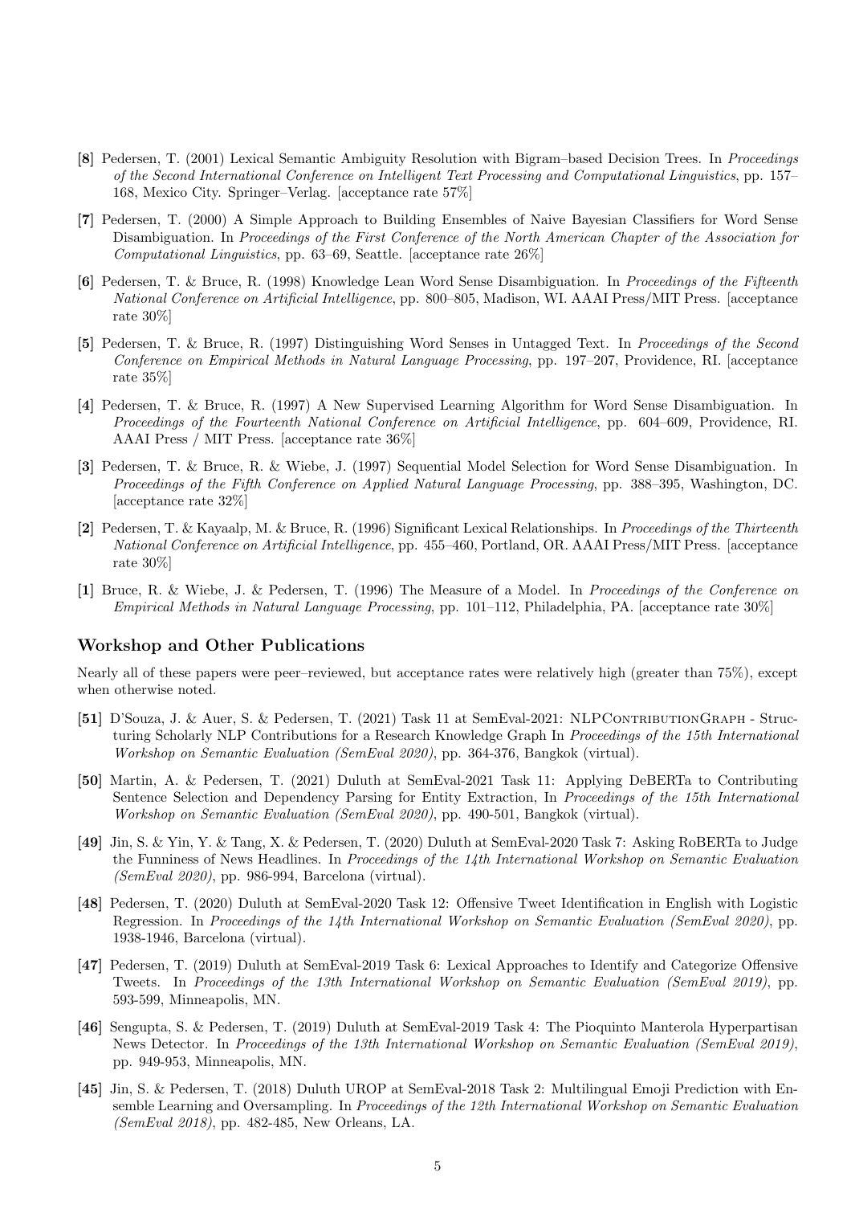**[8]** Pedersen, T. (2001) Lexical Semantic Ambiguity Resolution with Bigram–based Decision Trees. In *Proceedings of the Second International Conference on Intelligent Text Processing and Computational Linguistics*, pp. 157–168, Mexico City. Springer–Verlag. [acceptance rate 57%]

**[7]** Pedersen, T. (2000) A Simple Approach to Building Ensembles of Naive Bayesian Classifiers for Word Sense Disambiguation. In *Proceedings of the First Conference of the North American Chapter of the Association for Computational Linguistics*, pp. 63–69, Seattle. [acceptance rate 26%]

**[6]** Pedersen, T. & Bruce, R. (1998) Knowledge Lean Word Sense Disambiguation. In *Proceedings of the Fifteenth National Conference on Artificial Intelligence*, pp. 800–805, Madison, WI. AAAI Press/MIT Press. [acceptance rate 30%]

**[5]** Pedersen, T. & Bruce, R. (1997) Distinguishing Word Senses in Untagged Text. In *Proceedings of the Second Conference on Empirical Methods in Natural Language Processing*, pp. 197–207, Providence, RI. [acceptance rate 35%]

**[4]** Pedersen, T. & Bruce, R. (1997) A New Supervised Learning Algorithm for Word Sense Disambiguation. In *Proceedings of the Fourteenth National Conference on Artificial Intelligence*, pp. 604–609, Providence, RI. AAAI Press / MIT Press. [acceptance rate 36%]

**[3]** Pedersen, T. & Bruce, R. & Wiebe, J. (1997) Sequential Model Selection for Word Sense Disambiguation. In *Proceedings of the Fifth Conference on Applied Natural Language Processing*, pp. 388–395, Washington, DC. [acceptance rate 32%]

**[2]** Pedersen, T. & Kayaalp, M. & Bruce, R. (1996) Significant Lexical Relationships. In *Proceedings of the Thirteenth National Conference on Artificial Intelligence*, pp. 455–460, Portland, OR. AAAI Press/MIT Press. [acceptance rate 30%]

**[1]** Bruce, R. & Wiebe, J. & Pedersen, T. (1996) The Measure of a Model. In *Proceedings of the Conference on Empirical Methods in Natural Language Processing*, pp. 101–112, Philadelphia, PA. [acceptance rate 30%]

### Workshop and Other Publications

Nearly all of these papers were peer–reviewed, but acceptance rates were relatively high (greater than 75%), except when otherwise noted.

**[51]** D'Souza, J. & Auer, S. & Pedersen, T. (2021) Task 11 at SemEval-2021: NLPContributionGraph - Structuring Scholarly NLP Contributions for a Research Knowledge Graph In *Proceedings of the 15th International Workshop on Semantic Evaluation (SemEval 2020)*, pp. 364-376, Bangkok (virtual).

**[50]** Martin, A. & Pedersen, T. (2021) Duluth at SemEval-2021 Task 11: Applying DeBERTa to Contributing Sentence Selection and Dependency Parsing for Entity Extraction, In *Proceedings of the 15th International Workshop on Semantic Evaluation (SemEval 2020)*, pp. 490-501, Bangkok (virtual).

**[49]** Jin, S. & Yin, Y. & Tang, X. & Pedersen, T. (2020) Duluth at SemEval-2020 Task 7: Asking RoBERTa to Judge the Funniness of News Headlines. In *Proceedings of the 14th International Workshop on Semantic Evaluation (SemEval 2020)*, pp. 986-994, Barcelona (virtual).

**[48]** Pedersen, T. (2020) Duluth at SemEval-2020 Task 12: Offensive Tweet Identification in English with Logistic Regression. In *Proceedings of the 14th International Workshop on Semantic Evaluation (SemEval 2020)*, pp. 1938-1946, Barcelona (virtual).

**[47]** Pedersen, T. (2019) Duluth at SemEval-2019 Task 6: Lexical Approaches to Identify and Categorize Offensive Tweets. In *Proceedings of the 13th International Workshop on Semantic Evaluation (SemEval 2019)*, pp. 593-599, Minneapolis, MN.

**[46]** Sengupta, S. & Pedersen, T. (2019) Duluth at SemEval-2019 Task 4: The Pioquinto Manterola Hyperpartisan News Detector. In *Proceedings of the 13th International Workshop on Semantic Evaluation (SemEval 2019)*, pp. 949-953, Minneapolis, MN.

**[45]** Jin, S. & Pedersen, T. (2018) Duluth UROP at SemEval-2018 Task 2: Multilingual Emoji Prediction with Ensemble Learning and Oversampling. In *Proceedings of the 12th International Workshop on Semantic Evaluation (SemEval 2018)*, pp. 482-485, New Orleans, LA.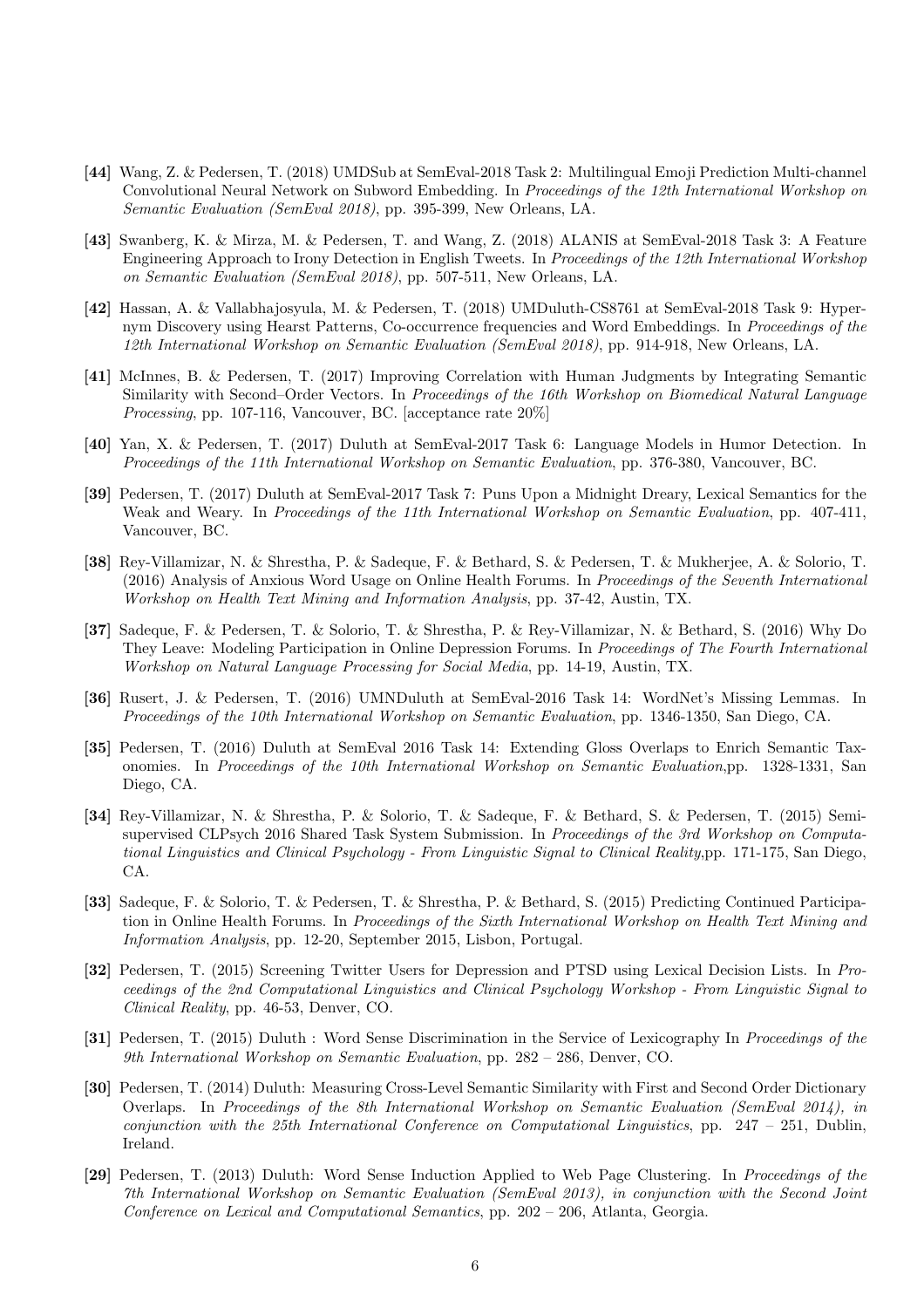**[44]** Wang, Z. & Pedersen, T. (2018) UMDSub at SemEval-2018 Task 2: Multilingual Emoji Prediction Multi-channel Convolutional Neural Network on Subword Embedding. In *Proceedings of the 12th International Workshop on Semantic Evaluation (SemEval 2018)*, pp. 395-399, New Orleans, LA.

**[43]** Swanberg, K. & Mirza, M. & Pedersen, T. and Wang, Z. (2018) ALANIS at SemEval-2018 Task 3: A Feature Engineering Approach to Irony Detection in English Tweets. In *Proceedings of the 12th International Workshop on Semantic Evaluation (SemEval 2018)*, pp. 507-511, New Orleans, LA.

**[42]** Hassan, A. & Vallabhajosyula, M. & Pedersen, T. (2018) UMDuluth-CS8761 at SemEval-2018 Task 9: Hypernym Discovery using Hearst Patterns, Co-occurrence frequencies and Word Embeddings. In *Proceedings of the 12th International Workshop on Semantic Evaluation (SemEval 2018)*, pp. 914-918, New Orleans, LA.

**[41]** McInnes, B. & Pedersen, T. (2017) Improving Correlation with Human Judgments by Integrating Semantic Similarity with Second–Order Vectors. In *Proceedings of the 16th Workshop on Biomedical Natural Language Processing*, pp. 107-116, Vancouver, BC. [acceptance rate 20%]

**[40]** Yan, X. & Pedersen, T. (2017) Duluth at SemEval-2017 Task 6: Language Models in Humor Detection. In *Proceedings of the 11th International Workshop on Semantic Evaluation*, pp. 376-380, Vancouver, BC.

**[39]** Pedersen, T. (2017) Duluth at SemEval-2017 Task 7: Puns Upon a Midnight Dreary, Lexical Semantics for the Weak and Weary. In *Proceedings of the 11th International Workshop on Semantic Evaluation*, pp. 407-411, Vancouver, BC.

**[38]** Rey-Villamizar, N. & Shrestha, P. & Sadeque, F. & Bethard, S. & Pedersen, T. & Mukherjee, A. & Solorio, T. (2016) Analysis of Anxious Word Usage on Online Health Forums. In *Proceedings of the Seventh International Workshop on Health Text Mining and Information Analysis*, pp. 37-42, Austin, TX.

**[37]** Sadeque, F. & Pedersen, T. & Solorio, T. & Shrestha, P. & Rey-Villamizar, N. & Bethard, S. (2016) Why Do They Leave: Modeling Participation in Online Depression Forums. In *Proceedings of The Fourth International Workshop on Natural Language Processing for Social Media*, pp. 14-19, Austin, TX.

**[36]** Rusert, J. & Pedersen, T. (2016) UMNDuluth at SemEval-2016 Task 14: WordNet's Missing Lemmas. In *Proceedings of the 10th International Workshop on Semantic Evaluation*, pp. 1346-1350, San Diego, CA.

**[35]** Pedersen, T. (2016) Duluth at SemEval 2016 Task 14: Extending Gloss Overlaps to Enrich Semantic Taxonomies. In *Proceedings of the 10th International Workshop on Semantic Evaluation*,pp. 1328-1331, San Diego, CA.

**[34]** Rey-Villamizar, N. & Shrestha, P. & Solorio, T. & Sadeque, F. & Bethard, S. & Pedersen, T. (2015) Semi-supervised CLPsych 2016 Shared Task System Submission. In *Proceedings of the 3rd Workshop on Computational Linguistics and Clinical Psychology - From Linguistic Signal to Clinical Reality*,pp. 171-175, San Diego, CA.

**[33]** Sadeque, F. & Solorio, T. & Pedersen, T. & Shrestha, P. & Bethard, S. (2015) Predicting Continued Participation in Online Health Forums. In *Proceedings of the Sixth International Workshop on Health Text Mining and Information Analysis*, pp. 12-20, September 2015, Lisbon, Portugal.

**[32]** Pedersen, T. (2015) Screening Twitter Users for Depression and PTSD using Lexical Decision Lists. In *Proceedings of the 2nd Computational Linguistics and Clinical Psychology Workshop - From Linguistic Signal to Clinical Reality*, pp. 46-53, Denver, CO.

**[31]** Pedersen, T. (2015) Duluth : Word Sense Discrimination in the Service of Lexicography In *Proceedings of the 9th International Workshop on Semantic Evaluation*, pp. 282 – 286, Denver, CO.

**[30]** Pedersen, T. (2014) Duluth: Measuring Cross-Level Semantic Similarity with First and Second Order Dictionary Overlaps. In *Proceedings of the 8th International Workshop on Semantic Evaluation (SemEval 2014), in conjunction with the 25th International Conference on Computational Linguistics*, pp. 247 – 251, Dublin, Ireland.

**[29]** Pedersen, T. (2013) Duluth: Word Sense Induction Applied to Web Page Clustering. In *Proceedings of the 7th International Workshop on Semantic Evaluation (SemEval 2013), in conjunction with the Second Joint Conference on Lexical and Computational Semantics*, pp. 202 – 206, Atlanta, Georgia.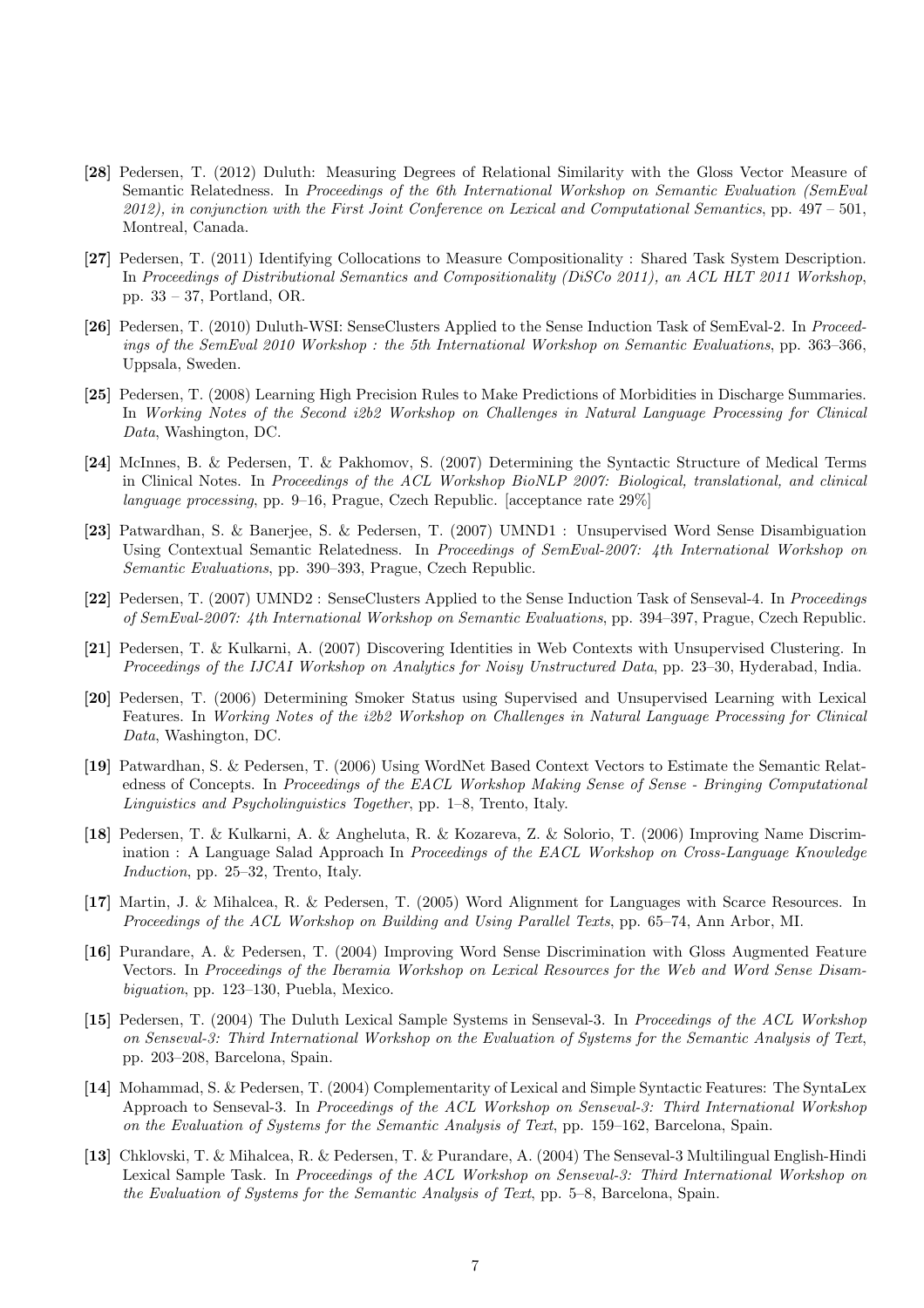**[28]** Pedersen, T. (2012) Duluth: Measuring Degrees of Relational Similarity with the Gloss Vector Measure of Semantic Relatedness. In *Proceedings of the 6th International Workshop on Semantic Evaluation (SemEval 2012), in conjunction with the First Joint Conference on Lexical and Computational Semantics*, pp. 497 – 501, Montreal, Canada.

**[27]** Pedersen, T. (2011) Identifying Collocations to Measure Compositionality : Shared Task System Description. In *Proceedings of Distributional Semantics and Compositionality (DiSCo 2011), an ACL HLT 2011 Workshop*, pp. 33 – 37, Portland, OR.

**[26]** Pedersen, T. (2010) Duluth-WSI: SenseClusters Applied to the Sense Induction Task of SemEval-2. In *Proceedings of the SemEval 2010 Workshop : the 5th International Workshop on Semantic Evaluations*, pp. 363–366, Uppsala, Sweden.

**[25]** Pedersen, T. (2008) Learning High Precision Rules to Make Predictions of Morbidities in Discharge Summaries. In *Working Notes of the Second i2b2 Workshop on Challenges in Natural Language Processing for Clinical Data*, Washington, DC.

**[24]** McInnes, B. & Pedersen, T. & Pakhomov, S. (2007) Determining the Syntactic Structure of Medical Terms in Clinical Notes. In *Proceedings of the ACL Workshop BioNLP 2007: Biological, translational, and clinical language processing*, pp. 9–16, Prague, Czech Republic. [acceptance rate 29%]

**[23]** Patwardhan, S. & Banerjee, S. & Pedersen, T. (2007) UMND1 : Unsupervised Word Sense Disambiguation Using Contextual Semantic Relatedness. In *Proceedings of SemEval-2007: 4th International Workshop on Semantic Evaluations*, pp. 390–393, Prague, Czech Republic.

**[22]** Pedersen, T. (2007) UMND2 : SenseClusters Applied to the Sense Induction Task of Senseval-4. In *Proceedings of SemEval-2007: 4th International Workshop on Semantic Evaluations*, pp. 394–397, Prague, Czech Republic.

**[21]** Pedersen, T. & Kulkarni, A. (2007) Discovering Identities in Web Contexts with Unsupervised Clustering. In *Proceedings of the IJCAI Workshop on Analytics for Noisy Unstructured Data*, pp. 23–30, Hyderabad, India.

**[20]** Pedersen, T. (2006) Determining Smoker Status using Supervised and Unsupervised Learning with Lexical Features. In *Working Notes of the i2b2 Workshop on Challenges in Natural Language Processing for Clinical Data*, Washington, DC.

**[19]** Patwardhan, S. & Pedersen, T. (2006) Using WordNet Based Context Vectors to Estimate the Semantic Relatedness of Concepts. In *Proceedings of the EACL Workshop Making Sense of Sense - Bringing Computational Linguistics and Psycholinguistics Together*, pp. 1–8, Trento, Italy.

**[18]** Pedersen, T. & Kulkarni, A. & Angheluta, R. & Kozareva, Z. & Solorio, T. (2006) Improving Name Discrimination : A Language Salad Approach In *Proceedings of the EACL Workshop on Cross-Language Knowledge Induction*, pp. 25–32, Trento, Italy.

**[17]** Martin, J. & Mihalcea, R. & Pedersen, T. (2005) Word Alignment for Languages with Scarce Resources. In *Proceedings of the ACL Workshop on Building and Using Parallel Texts*, pp. 65–74, Ann Arbor, MI.

**[16]** Purandare, A. & Pedersen, T. (2004) Improving Word Sense Discrimination with Gloss Augmented Feature Vectors. In *Proceedings of the Iberamia Workshop on Lexical Resources for the Web and Word Sense Disambiguation*, pp. 123–130, Puebla, Mexico.

**[15]** Pedersen, T. (2004) The Duluth Lexical Sample Systems in Senseval-3. In *Proceedings of the ACL Workshop on Senseval-3: Third International Workshop on the Evaluation of Systems for the Semantic Analysis of Text*, pp. 203–208, Barcelona, Spain.

**[14]** Mohammad, S. & Pedersen, T. (2004) Complementarity of Lexical and Simple Syntactic Features: The SyntaLex Approach to Senseval-3. In *Proceedings of the ACL Workshop on Senseval-3: Third International Workshop on the Evaluation of Systems for the Semantic Analysis of Text*, pp. 159–162, Barcelona, Spain.

**[13]** Chklovski, T. & Mihalcea, R. & Pedersen, T. & Purandare, A. (2004) The Senseval-3 Multilingual English-Hindi Lexical Sample Task. In *Proceedings of the ACL Workshop on Senseval-3: Third International Workshop on the Evaluation of Systems for the Semantic Analysis of Text*, pp. 5–8, Barcelona, Spain.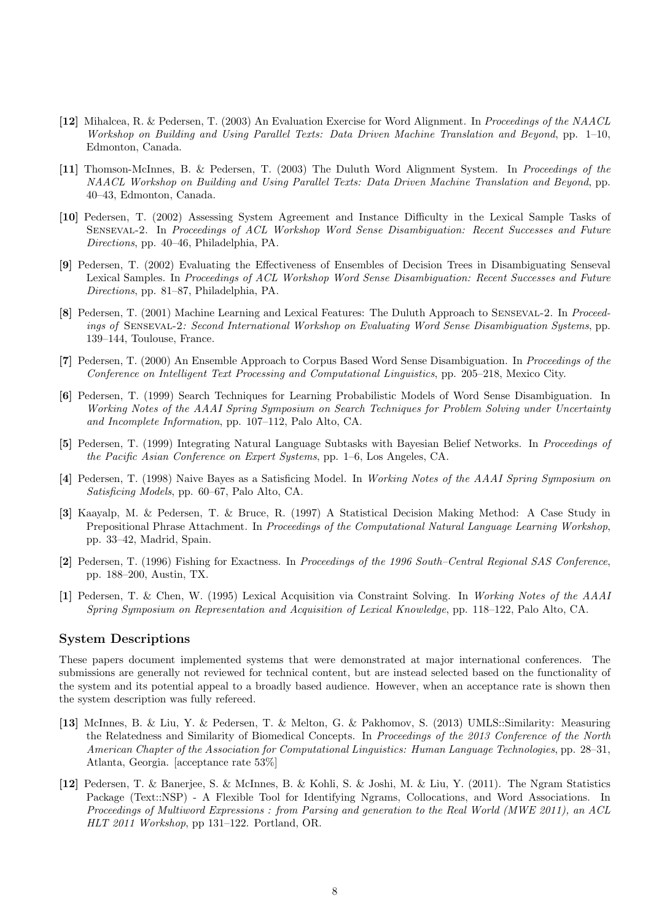**[12]** Mihalcea, R. & Pedersen, T. (2003) An Evaluation Exercise for Word Alignment. In *Proceedings of the NAACL Workshop on Building and Using Parallel Texts: Data Driven Machine Translation and Beyond*, pp. 1–10, Edmonton, Canada.

**[11]** Thomson-McInnes, B. & Pedersen, T. (2003) The Duluth Word Alignment System. In *Proceedings of the NAACL Workshop on Building and Using Parallel Texts: Data Driven Machine Translation and Beyond*, pp. 40–43, Edmonton, Canada.

**[10]** Pedersen, T. (2002) Assessing System Agreement and Instance Difficulty in the Lexical Sample Tasks of Senseval-2. In *Proceedings of ACL Workshop Word Sense Disambiguation: Recent Successes and Future Directions*, pp. 40–46, Philadelphia, PA.

**[9]** Pedersen, T. (2002) Evaluating the Effectiveness of Ensembles of Decision Trees in Disambiguating Senseval Lexical Samples. In *Proceedings of ACL Workshop Word Sense Disambiguation: Recent Successes and Future Directions*, pp. 81–87, Philadelphia, PA.

**[8]** Pedersen, T. (2001) Machine Learning and Lexical Features: The Duluth Approach to Senseval-2. In *Proceedings of Senseval-2: Second International Workshop on Evaluating Word Sense Disambiguation Systems*, pp. 139–144, Toulouse, France.

**[7]** Pedersen, T. (2000) An Ensemble Approach to Corpus Based Word Sense Disambiguation. In *Proceedings of the Conference on Intelligent Text Processing and Computational Linguistics*, pp. 205–218, Mexico City.

**[6]** Pedersen, T. (1999) Search Techniques for Learning Probabilistic Models of Word Sense Disambiguation. In *Working Notes of the AAAI Spring Symposium on Search Techniques for Problem Solving under Uncertainty and Incomplete Information*, pp. 107–112, Palo Alto, CA.

**[5]** Pedersen, T. (1999) Integrating Natural Language Subtasks with Bayesian Belief Networks. In *Proceedings of the Pacific Asian Conference on Expert Systems*, pp. 1–6, Los Angeles, CA.

**[4]** Pedersen, T. (1998) Naive Bayes as a Satisficing Model. In *Working Notes of the AAAI Spring Symposium on Satisficing Models*, pp. 60–67, Palo Alto, CA.

**[3]** Kaayalp, M. & Pedersen, T. & Bruce, R. (1997) A Statistical Decision Making Method: A Case Study in Prepositional Phrase Attachment. In *Proceedings of the Computational Natural Language Learning Workshop*, pp. 33–42, Madrid, Spain.

**[2]** Pedersen, T. (1996) Fishing for Exactness. In *Proceedings of the 1996 South–Central Regional SAS Conference*, pp. 188–200, Austin, TX.

**[1]** Pedersen, T. & Chen, W. (1995) Lexical Acquisition via Constraint Solving. In *Working Notes of the AAAI Spring Symposium on Representation and Acquisition of Lexical Knowledge*, pp. 118–122, Palo Alto, CA.

### System Descriptions

These papers document implemented systems that were demonstrated at major international conferences. The submissions are generally not reviewed for technical content, but are instead selected based on the functionality of the system and its potential appeal to a broadly based audience. However, when an acceptance rate is shown then the system description was fully refereed.

**[13]** McInnes, B. & Liu, Y. & Pedersen, T. & Melton, G. & Pakhomov, S. (2013) UMLS::Similarity: Measuring the Relatedness and Similarity of Biomedical Concepts. In *Proceedings of the 2013 Conference of the North American Chapter of the Association for Computational Linguistics: Human Language Technologies*, pp. 28–31, Atlanta, Georgia. [acceptance rate 53%]

**[12]** Pedersen, T. & Banerjee, S. & McInnes, B. & Kohli, S. & Joshi, M. & Liu, Y. (2011). The Ngram Statistics Package (Text::NSP) - A Flexible Tool for Identifying Ngrams, Collocations, and Word Associations. In *Proceedings of Multiword Expressions : from Parsing and generation to the Real World (MWE 2011), an ACL HLT 2011 Workshop*, pp 131–122. Portland, OR.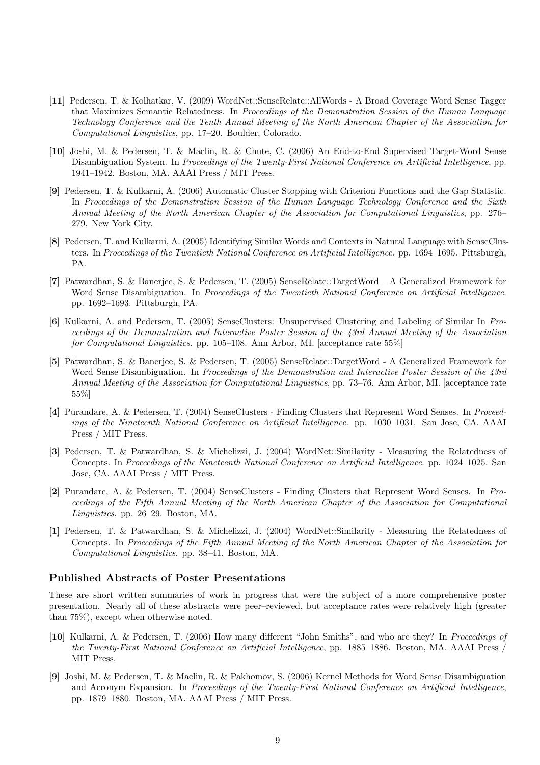**[11]** Pedersen, T. & Kolhatkar, V. (2009) WordNet::SenseRelate::AllWords - A Broad Coverage Word Sense Tagger that Maximizes Semantic Relatedness. In *Proceedings of the Demonstration Session of the Human Language Technology Conference and the Tenth Annual Meeting of the North American Chapter of the Association for Computational Linguistics*, pp. 17–20. Boulder, Colorado.

**[10]** Joshi, M. & Pedersen, T. & Maclin, R. & Chute, C. (2006) An End-to-End Supervised Target-Word Sense Disambiguation System. In *Proceedings of the Twenty-First National Conference on Artificial Intelligence*, pp. 1941–1942. Boston, MA. AAAI Press / MIT Press.

**[9]** Pedersen, T. & Kulkarni, A. (2006) Automatic Cluster Stopping with Criterion Functions and the Gap Statistic. In *Proceedings of the Demonstration Session of the Human Language Technology Conference and the Sixth Annual Meeting of the North American Chapter of the Association for Computational Linguistics*, pp. 276–279. New York City.

**[8]** Pedersen, T. and Kulkarni, A. (2005) Identifying Similar Words and Contexts in Natural Language with SenseClusters. In *Proceedings of the Twentieth National Conference on Artificial Intelligence*. pp. 1694–1695. Pittsburgh, PA.

**[7]** Patwardhan, S. & Banerjee, S. & Pedersen, T. (2005) SenseRelate::TargetWord – A Generalized Framework for Word Sense Disambiguation. In *Proceedings of the Twentieth National Conference on Artificial Intelligence*. pp. 1692–1693. Pittsburgh, PA.

**[6]** Kulkarni, A. and Pedersen, T. (2005) SenseClusters: Unsupervised Clustering and Labeling of Similar In *Proceedings of the Demonstration and Interactive Poster Session of the 43rd Annual Meeting of the Association for Computational Linguistics*. pp. 105–108. Ann Arbor, MI. [acceptance rate 55%]

**[5]** Patwardhan, S. & Banerjee, S. & Pedersen, T. (2005) SenseRelate::TargetWord - A Generalized Framework for Word Sense Disambiguation. In *Proceedings of the Demonstration and Interactive Poster Session of the 43rd Annual Meeting of the Association for Computational Linguistics*, pp. 73–76. Ann Arbor, MI. [acceptance rate 55%]

**[4]** Purandare, A. & Pedersen, T. (2004) SenseClusters - Finding Clusters that Represent Word Senses. In *Proceedings of the Nineteenth National Conference on Artificial Intelligence*. pp. 1030–1031. San Jose, CA. AAAI Press / MIT Press.

**[3]** Pedersen, T. & Patwardhan, S. & Michelizzi, J. (2004) WordNet::Similarity - Measuring the Relatedness of Concepts. In *Proceedings of the Nineteenth National Conference on Artificial Intelligence*. pp. 1024–1025. San Jose, CA. AAAI Press / MIT Press.

**[2]** Purandare, A. & Pedersen, T. (2004) SenseClusters - Finding Clusters that Represent Word Senses. In *Proceedings of the Fifth Annual Meeting of the North American Chapter of the Association for Computational Linguistics*. pp. 26–29. Boston, MA.

**[1]** Pedersen, T. & Patwardhan, S. & Michelizzi, J. (2004) WordNet::Similarity - Measuring the Relatedness of Concepts. In *Proceedings of the Fifth Annual Meeting of the North American Chapter of the Association for Computational Linguistics*. pp. 38–41. Boston, MA.

### Published Abstracts of Poster Presentations

These are short written summaries of work in progress that were the subject of a more comprehensive poster presentation. Nearly all of these abstracts were peer–reviewed, but acceptance rates were relatively high (greater than 75%), except when otherwise noted.

**[10]** Kulkarni, A. & Pedersen, T. (2006) How many different "John Smiths", and who are they? In *Proceedings of the Twenty-First National Conference on Artificial Intelligence*, pp. 1885–1886. Boston, MA. AAAI Press / MIT Press.

**[9]** Joshi, M. & Pedersen, T. & Maclin, R. & Pakhomov, S. (2006) Kernel Methods for Word Sense Disambiguation and Acronym Expansion. In *Proceedings of the Twenty-First National Conference on Artificial Intelligence*, pp. 1879–1880. Boston, MA. AAAI Press / MIT Press.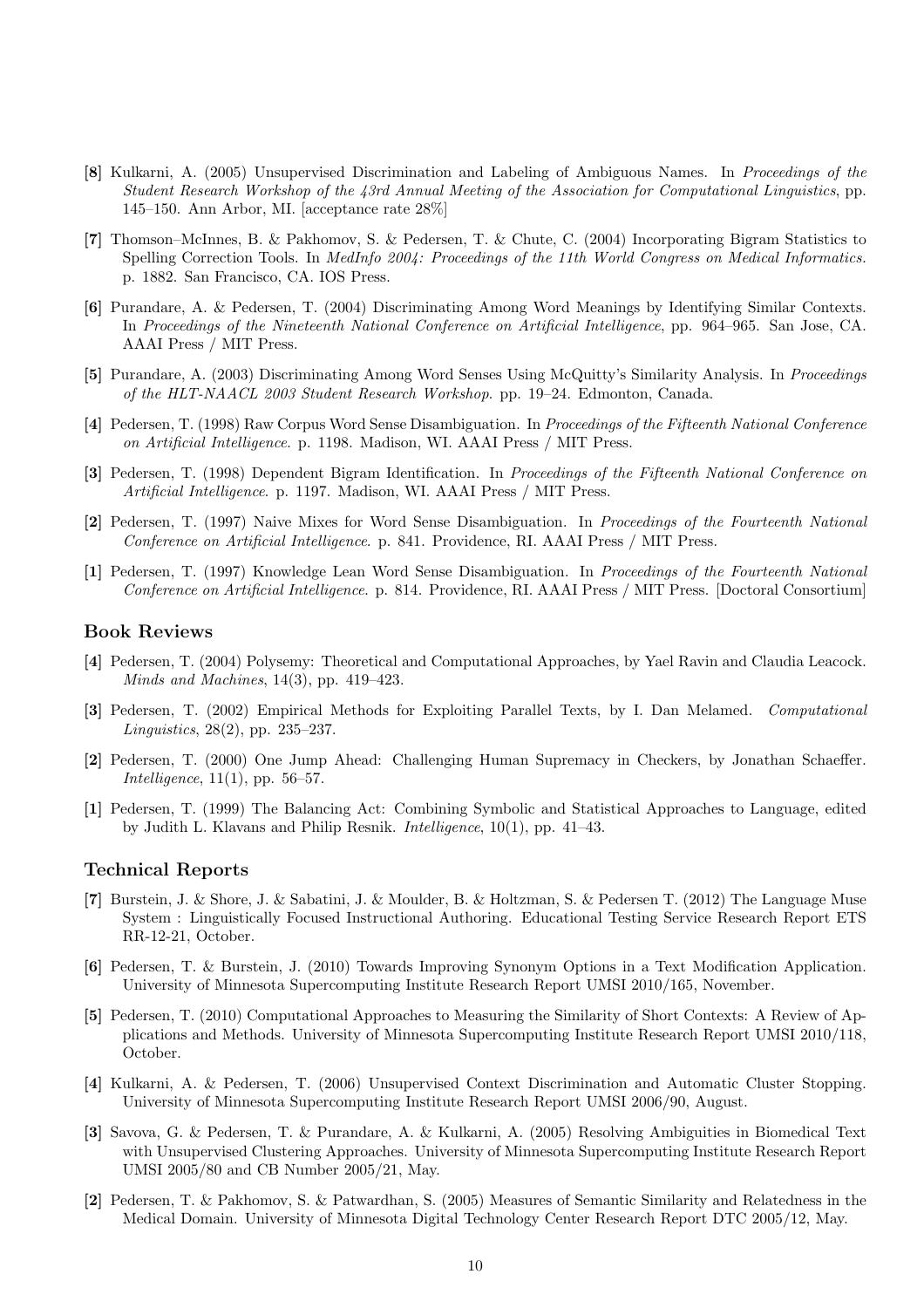**[8]** Kulkarni, A. (2005) Unsupervised Discrimination and Labeling of Ambiguous Names. In *Proceedings of the Student Research Workshop of the 43rd Annual Meeting of the Association for Computational Linguistics*, pp. 145–150. Ann Arbor, MI. [acceptance rate 28%]

**[7]** Thomson–McInnes, B. & Pakhomov, S. & Pedersen, T. & Chute, C. (2004) Incorporating Bigram Statistics to Spelling Correction Tools. In *MedInfo 2004: Proceedings of the 11th World Congress on Medical Informatics.* p. 1882. San Francisco, CA. IOS Press.

**[6]** Purandare, A. & Pedersen, T. (2004) Discriminating Among Word Meanings by Identifying Similar Contexts. In *Proceedings of the Nineteenth National Conference on Artificial Intelligence*, pp. 964–965. San Jose, CA. AAAI Press / MIT Press.

**[5]** Purandare, A. (2003) Discriminating Among Word Senses Using McQuitty's Similarity Analysis. In *Proceedings of the HLT-NAACL 2003 Student Research Workshop*. pp. 19–24. Edmonton, Canada.

**[4]** Pedersen, T. (1998) Raw Corpus Word Sense Disambiguation. In *Proceedings of the Fifteenth National Conference on Artificial Intelligence.* p. 1198. Madison, WI. AAAI Press / MIT Press.

**[3]** Pedersen, T. (1998) Dependent Bigram Identification. In *Proceedings of the Fifteenth National Conference on Artificial Intelligence*. p. 1197. Madison, WI. AAAI Press / MIT Press.

**[2]** Pedersen, T. (1997) Naive Mixes for Word Sense Disambiguation. In *Proceedings of the Fourteenth National Conference on Artificial Intelligence.* p. 841. Providence, RI. AAAI Press / MIT Press.

**[1]** Pedersen, T. (1997) Knowledge Lean Word Sense Disambiguation. In *Proceedings of the Fourteenth National Conference on Artificial Intelligence.* p. 814. Providence, RI. AAAI Press / MIT Press. [Doctoral Consortium]

### Book Reviews

**[4]** Pedersen, T. (2004) Polysemy: Theoretical and Computational Approaches, by Yael Ravin and Claudia Leacock. *Minds and Machines*, 14(3), pp. 419–423.

**[3]** Pedersen, T. (2002) Empirical Methods for Exploiting Parallel Texts, by I. Dan Melamed. *Computational Linguistics*, 28(2), pp. 235–237.

**[2]** Pedersen, T. (2000) One Jump Ahead: Challenging Human Supremacy in Checkers, by Jonathan Schaeffer. *Intelligence*, 11(1), pp. 56–57.

**[1]** Pedersen, T. (1999) The Balancing Act: Combining Symbolic and Statistical Approaches to Language, edited by Judith L. Klavans and Philip Resnik. *Intelligence*, 10(1), pp. 41–43.

### Technical Reports

**[7]** Burstein, J. & Shore, J. & Sabatini, J. & Moulder, B. & Holtzman, S. & Pedersen T. (2012) The Language Muse System : Linguistically Focused Instructional Authoring. Educational Testing Service Research Report ETS RR-12-21, October.

**[6]** Pedersen, T. & Burstein, J. (2010) Towards Improving Synonym Options in a Text Modification Application. University of Minnesota Supercomputing Institute Research Report UMSI 2010/165, November.

**[5]** Pedersen, T. (2010) Computational Approaches to Measuring the Similarity of Short Contexts: A Review of Applications and Methods. University of Minnesota Supercomputing Institute Research Report UMSI 2010/118, October.

**[4]** Kulkarni, A. & Pedersen, T. (2006) Unsupervised Context Discrimination and Automatic Cluster Stopping. University of Minnesota Supercomputing Institute Research Report UMSI 2006/90, August.

**[3]** Savova, G. & Pedersen, T. & Purandare, A. & Kulkarni, A. (2005) Resolving Ambiguities in Biomedical Text with Unsupervised Clustering Approaches. University of Minnesota Supercomputing Institute Research Report UMSI 2005/80 and CB Number 2005/21, May.

**[2]** Pedersen, T. & Pakhomov, S. & Patwardhan, S. (2005) Measures of Semantic Similarity and Relatedness in the Medical Domain. University of Minnesota Digital Technology Center Research Report DTC 2005/12, May.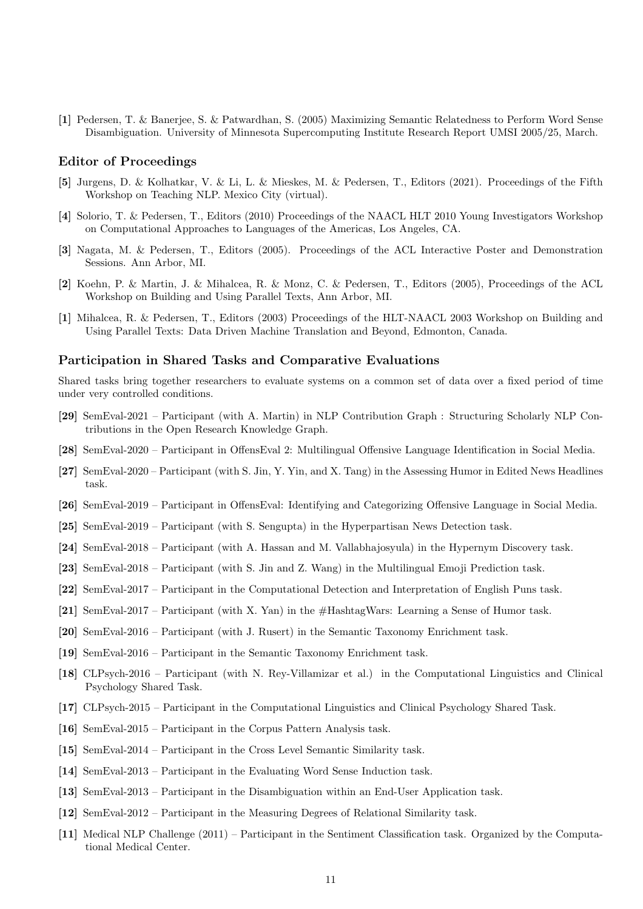**[1]** Pedersen, T. & Banerjee, S. & Patwardhan, S. (2005) Maximizing Semantic Relatedness to Perform Word Sense Disambiguation. University of Minnesota Supercomputing Institute Research Report UMSI 2005/25, March.

### Editor of Proceedings

**[5]** Jurgens, D. & Kolhatkar, V. & Li, L. & Mieskes, M. & Pedersen, T., Editors (2021). Proceedings of the Fifth Workshop on Teaching NLP. Mexico City (virtual).

**[4]** Solorio, T. & Pedersen, T., Editors (2010) Proceedings of the NAACL HLT 2010 Young Investigators Workshop on Computational Approaches to Languages of the Americas, Los Angeles, CA.

**[3]** Nagata, M. & Pedersen, T., Editors (2005). Proceedings of the ACL Interactive Poster and Demonstration Sessions. Ann Arbor, MI.

**[2]** Koehn, P. & Martin, J. & Mihalcea, R. & Monz, C. & Pedersen, T., Editors (2005), Proceedings of the ACL Workshop on Building and Using Parallel Texts, Ann Arbor, MI.

**[1]** Mihalcea, R. & Pedersen, T., Editors (2003) Proceedings of the HLT-NAACL 2003 Workshop on Building and Using Parallel Texts: Data Driven Machine Translation and Beyond, Edmonton, Canada.

### Participation in Shared Tasks and Comparative Evaluations

Shared tasks bring together researchers to evaluate systems on a common set of data over a fixed period of time under very controlled conditions.

**[29]** SemEval-2021 – Participant (with A. Martin) in NLP Contribution Graph : Structuring Scholarly NLP Contributions in the Open Research Knowledge Graph.

**[28]** SemEval-2020 – Participant in OffensEval 2: Multilingual Offensive Language Identification in Social Media.

**[27]** SemEval-2020 – Participant (with S. Jin, Y. Yin, and X. Tang) in the Assessing Humor in Edited News Headlines task.

**[26]** SemEval-2019 – Participant in OffensEval: Identifying and Categorizing Offensive Language in Social Media.

**[25]** SemEval-2019 – Participant (with S. Sengupta) in the Hyperpartisan News Detection task.

**[24]** SemEval-2018 – Participant (with A. Hassan and M. Vallabhajosyula) in the Hypernym Discovery task.

**[23]** SemEval-2018 – Participant (with S. Jin and Z. Wang) in the Multilingual Emoji Prediction task.

**[22]** SemEval-2017 – Participant in the Computational Detection and Interpretation of English Puns task.

**[21]** SemEval-2017 – Participant (with X. Yan) in the #HashtagWars: Learning a Sense of Humor task.

**[20]** SemEval-2016 – Participant (with J. Rusert) in the Semantic Taxonomy Enrichment task.

**[19]** SemEval-2016 – Participant in the Semantic Taxonomy Enrichment task.

**[18]** CLPsych-2016 – Participant (with N. Rey-Villamizar et al.) in the Computational Linguistics and Clinical Psychology Shared Task.

**[17]** CLPsych-2015 – Participant in the Computational Linguistics and Clinical Psychology Shared Task.

**[16]** SemEval-2015 – Participant in the Corpus Pattern Analysis task.

**[15]** SemEval-2014 – Participant in the Cross Level Semantic Similarity task.

**[14]** SemEval-2013 – Participant in the Evaluating Word Sense Induction task.

**[13]** SemEval-2013 – Participant in the Disambiguation within an End-User Application task.

**[12]** SemEval-2012 – Participant in the Measuring Degrees of Relational Similarity task.

**[11]** Medical NLP Challenge (2011) – Participant in the Sentiment Classification task. Organized by the Computational Medical Center.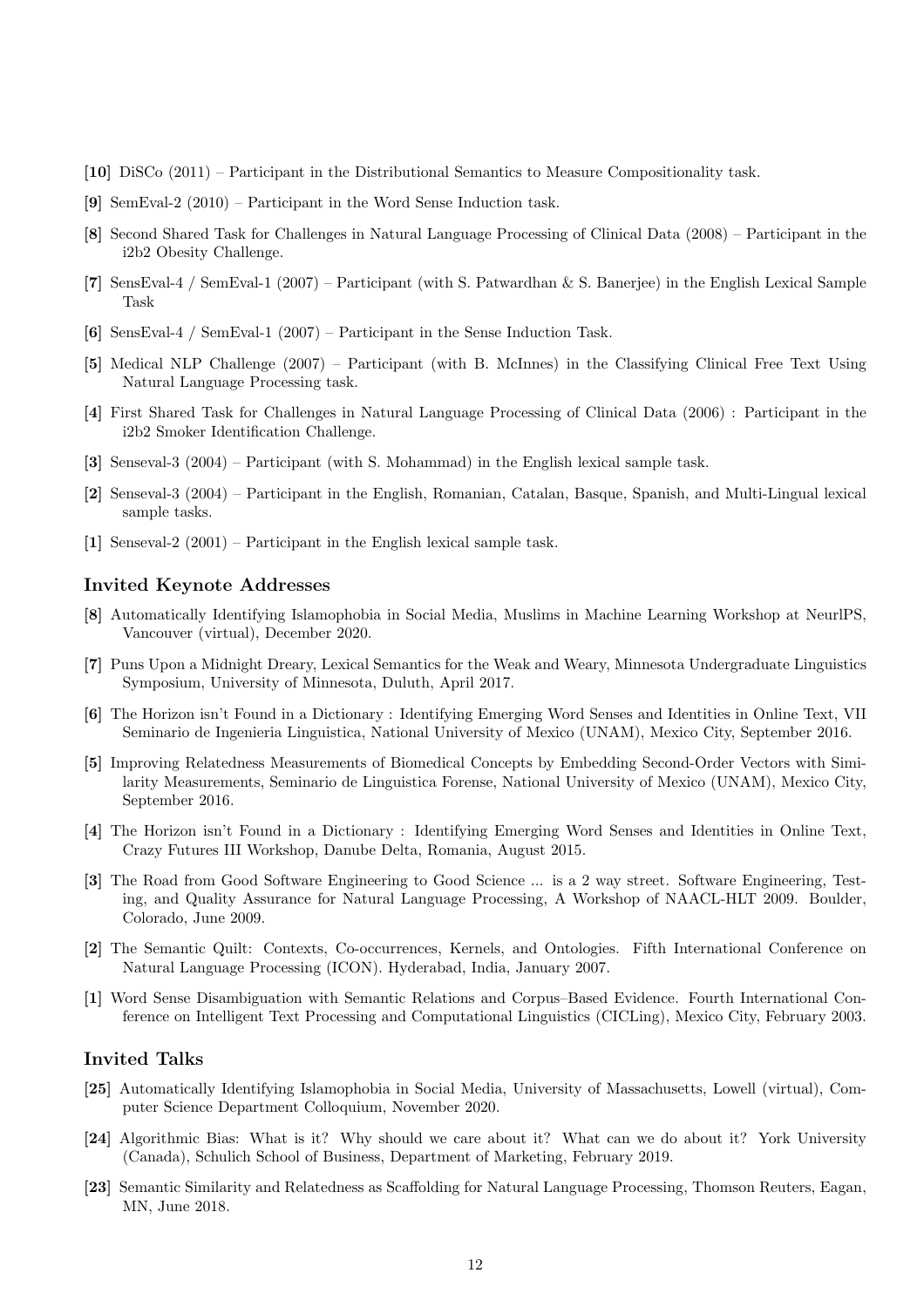**[10]** DiSCo (2011) – Participant in the Distributional Semantics to Measure Compositionality task.

**[9]** SemEval-2 (2010) – Participant in the Word Sense Induction task.

**[8]** Second Shared Task for Challenges in Natural Language Processing of Clinical Data (2008) – Participant in the i2b2 Obesity Challenge.

**[7]** SensEval-4 / SemEval-1 (2007) – Participant (with S. Patwardhan & S. Banerjee) in the English Lexical Sample Task

**[6]** SensEval-4 / SemEval-1 (2007) – Participant in the Sense Induction Task.

**[5]** Medical NLP Challenge (2007) – Participant (with B. McInnes) in the Classifying Clinical Free Text Using Natural Language Processing task.

**[4]** First Shared Task for Challenges in Natural Language Processing of Clinical Data (2006) : Participant in the i2b2 Smoker Identification Challenge.

**[3]** Senseval-3 (2004) – Participant (with S. Mohammad) in the English lexical sample task.

**[2]** Senseval-3 (2004) – Participant in the English, Romanian, Catalan, Basque, Spanish, and Multi-Lingual lexical sample tasks.

**[1]** Senseval-2 (2001) – Participant in the English lexical sample task.

### Invited Keynote Addresses

**[8]** Automatically Identifying Islamophobia in Social Media, Muslims in Machine Learning Workshop at NeurlPS, Vancouver (virtual), December 2020.

**[7]** Puns Upon a Midnight Dreary, Lexical Semantics for the Weak and Weary, Minnesota Undergraduate Linguistics Symposium, University of Minnesota, Duluth, April 2017.

**[6]** The Horizon isn't Found in a Dictionary : Identifying Emerging Word Senses and Identities in Online Text, VII Seminario de Ingenieria Linguistica, National University of Mexico (UNAM), Mexico City, September 2016.

**[5]** Improving Relatedness Measurements of Biomedical Concepts by Embedding Second-Order Vectors with Similarity Measurements, Seminario de Linguistica Forense, National University of Mexico (UNAM), Mexico City, September 2016.

**[4]** The Horizon isn't Found in a Dictionary : Identifying Emerging Word Senses and Identities in Online Text, Crazy Futures III Workshop, Danube Delta, Romania, August 2015.

**[3]** The Road from Good Software Engineering to Good Science ... is a 2 way street. Software Engineering, Testing, and Quality Assurance for Natural Language Processing, A Workshop of NAACL-HLT 2009. Boulder, Colorado, June 2009.

**[2]** The Semantic Quilt: Contexts, Co-occurrences, Kernels, and Ontologies. Fifth International Conference on Natural Language Processing (ICON). Hyderabad, India, January 2007.

**[1]** Word Sense Disambiguation with Semantic Relations and Corpus–Based Evidence. Fourth International Conference on Intelligent Text Processing and Computational Linguistics (CICLing), Mexico City, February 2003.

### Invited Talks

**[25]** Automatically Identifying Islamophobia in Social Media, University of Massachusetts, Lowell (virtual), Computer Science Department Colloquium, November 2020.

**[24]** Algorithmic Bias: What is it? Why should we care about it? What can we do about it? York University (Canada), Schulich School of Business, Department of Marketing, February 2019.

**[23]** Semantic Similarity and Relatedness as Scaffolding for Natural Language Processing, Thomson Reuters, Eagan, MN, June 2018.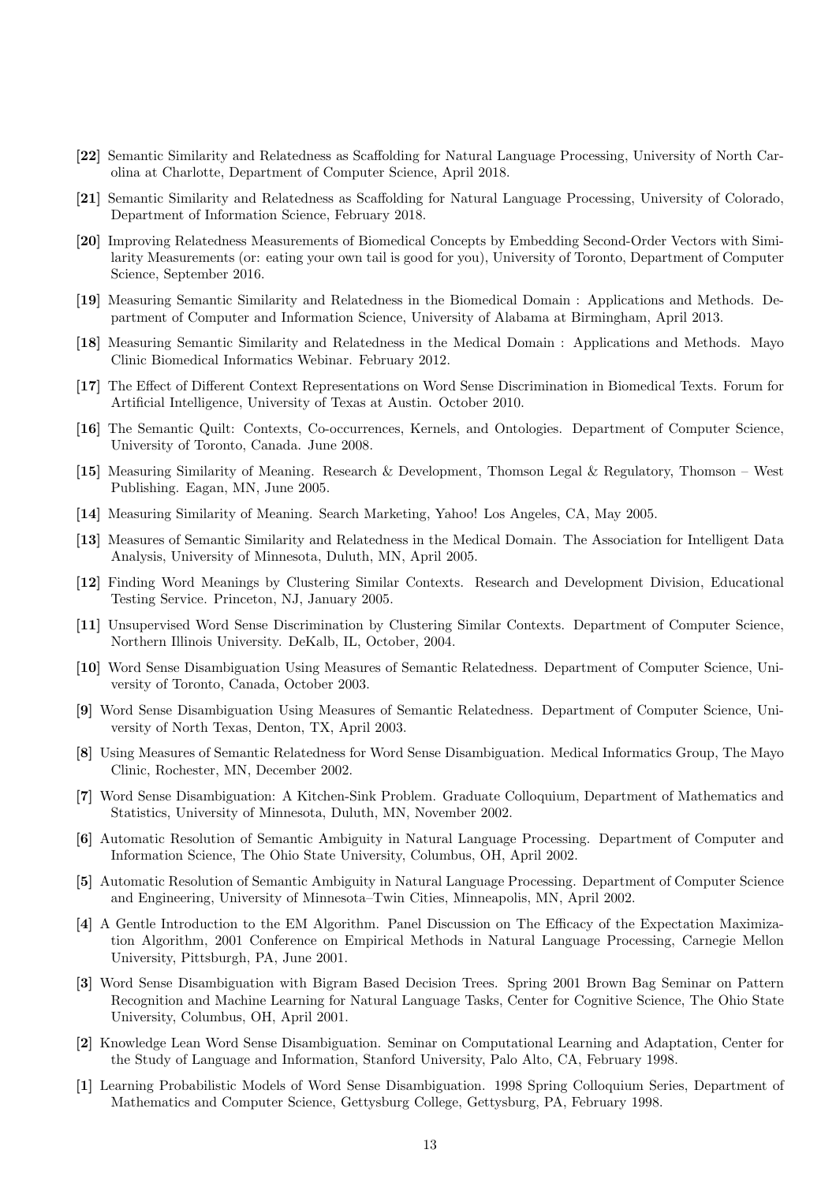**[22]** Semantic Similarity and Relatedness as Scaffolding for Natural Language Processing, University of North Carolina at Charlotte, Department of Computer Science, April 2018.

**[21]** Semantic Similarity and Relatedness as Scaffolding for Natural Language Processing, University of Colorado, Department of Information Science, February 2018.

**[20]** Improving Relatedness Measurements of Biomedical Concepts by Embedding Second-Order Vectors with Similarity Measurements (or: eating your own tail is good for you), University of Toronto, Department of Computer Science, September 2016.

**[19]** Measuring Semantic Similarity and Relatedness in the Biomedical Domain : Applications and Methods. Department of Computer and Information Science, University of Alabama at Birmingham, April 2013.

**[18]** Measuring Semantic Similarity and Relatedness in the Medical Domain : Applications and Methods. Mayo Clinic Biomedical Informatics Webinar. February 2012.

**[17]** The Effect of Different Context Representations on Word Sense Discrimination in Biomedical Texts. Forum for Artificial Intelligence, University of Texas at Austin. October 2010.

**[16]** The Semantic Quilt: Contexts, Co-occurrences, Kernels, and Ontologies. Department of Computer Science, University of Toronto, Canada. June 2008.

**[15]** Measuring Similarity of Meaning. Research & Development, Thomson Legal & Regulatory, Thomson – West Publishing. Eagan, MN, June 2005.

**[14]** Measuring Similarity of Meaning. Search Marketing, Yahoo! Los Angeles, CA, May 2005.

**[13]** Measures of Semantic Similarity and Relatedness in the Medical Domain. The Association for Intelligent Data Analysis, University of Minnesota, Duluth, MN, April 2005.

**[12]** Finding Word Meanings by Clustering Similar Contexts. Research and Development Division, Educational Testing Service. Princeton, NJ, January 2005.

**[11]** Unsupervised Word Sense Discrimination by Clustering Similar Contexts. Department of Computer Science, Northern Illinois University. DeKalb, IL, October, 2004.

**[10]** Word Sense Disambiguation Using Measures of Semantic Relatedness. Department of Computer Science, University of Toronto, Canada, October 2003.

**[9]** Word Sense Disambiguation Using Measures of Semantic Relatedness. Department of Computer Science, University of North Texas, Denton, TX, April 2003.

**[8]** Using Measures of Semantic Relatedness for Word Sense Disambiguation. Medical Informatics Group, The Mayo Clinic, Rochester, MN, December 2002.

**[7]** Word Sense Disambiguation: A Kitchen-Sink Problem. Graduate Colloquium, Department of Mathematics and Statistics, University of Minnesota, Duluth, MN, November 2002.

**[6]** Automatic Resolution of Semantic Ambiguity in Natural Language Processing. Department of Computer and Information Science, The Ohio State University, Columbus, OH, April 2002.

**[5]** Automatic Resolution of Semantic Ambiguity in Natural Language Processing. Department of Computer Science and Engineering, University of Minnesota–Twin Cities, Minneapolis, MN, April 2002.

**[4]** A Gentle Introduction to the EM Algorithm. Panel Discussion on The Efficacy of the Expectation Maximization Algorithm, 2001 Conference on Empirical Methods in Natural Language Processing, Carnegie Mellon University, Pittsburgh, PA, June 2001.

**[3]** Word Sense Disambiguation with Bigram Based Decision Trees. Spring 2001 Brown Bag Seminar on Pattern Recognition and Machine Learning for Natural Language Tasks, Center for Cognitive Science, The Ohio State University, Columbus, OH, April 2001.

**[2]** Knowledge Lean Word Sense Disambiguation. Seminar on Computational Learning and Adaptation, Center for the Study of Language and Information, Stanford University, Palo Alto, CA, February 1998.

**[1]** Learning Probabilistic Models of Word Sense Disambiguation. 1998 Spring Colloquium Series, Department of Mathematics and Computer Science, Gettysburg College, Gettysburg, PA, February 1998.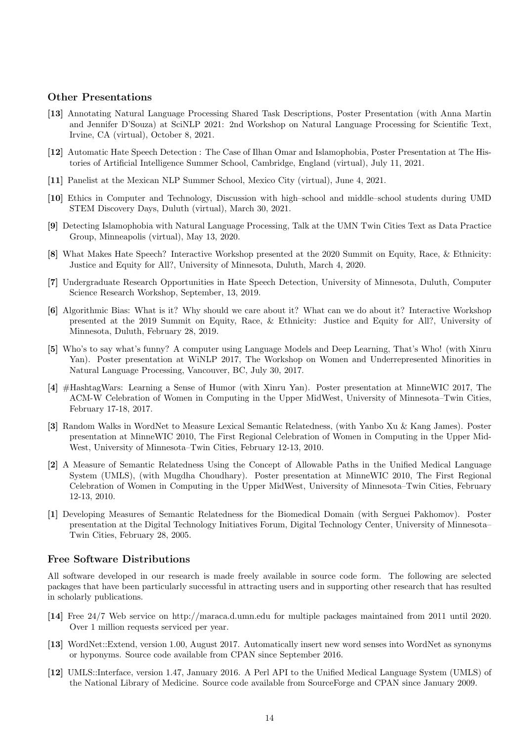### Other Presentations

**[13]** Annotating Natural Language Processing Shared Task Descriptions, Poster Presentation (with Anna Martin and Jennifer D'Souza) at SciNLP 2021: 2nd Workshop on Natural Language Processing for Scientific Text, Irvine, CA (virtual), October 8, 2021.

**[12]** Automatic Hate Speech Detection : The Case of Ilhan Omar and Islamophobia, Poster Presentation at The Histories of Artificial Intelligence Summer School, Cambridge, England (virtual), July 11, 2021.

**[11]** Panelist at the Mexican NLP Summer School, Mexico City (virtual), June 4, 2021.

**[10]** Ethics in Computer and Technology, Discussion with high–school and middle–school students during UMD STEM Discovery Days, Duluth (virtual), March 30, 2021.

**[9]** Detecting Islamophobia with Natural Language Processing, Talk at the UMN Twin Cities Text as Data Practice Group, Minneapolis (virtual), May 13, 2020.

**[8]** What Makes Hate Speech? Interactive Workshop presented at the 2020 Summit on Equity, Race, & Ethnicity: Justice and Equity for All?, University of Minnesota, Duluth, March 4, 2020.

**[7]** Undergraduate Research Opportunities in Hate Speech Detection, University of Minnesota, Duluth, Computer Science Research Workshop, September, 13, 2019.

**[6]** Algorithmic Bias: What is it? Why should we care about it? What can we do about it? Interactive Workshop presented at the 2019 Summit on Equity, Race, & Ethnicity: Justice and Equity for All?, University of Minnesota, Duluth, February 28, 2019.

**[5]** Who's to say what's funny? A computer using Language Models and Deep Learning, That's Who! (with Xinru Yan). Poster presentation at WiNLP 2017, The Workshop on Women and Underrepresented Minorities in Natural Language Processing, Vancouver, BC, July 30, 2017.

**[4]** #HashtagWars: Learning a Sense of Humor (with Xinru Yan). Poster presentation at MinneWIC 2017, The ACM-W Celebration of Women in Computing in the Upper MidWest, University of Minnesota–Twin Cities, February 17-18, 2017.

**[3]** Random Walks in WordNet to Measure Lexical Semantic Relatedness, (with Yanbo Xu & Kang James). Poster presentation at MinneWIC 2010, The First Regional Celebration of Women in Computing in the Upper MidWest, University of Minnesota–Twin Cities, February 12-13, 2010.

**[2]** A Measure of Semantic Relatedness Using the Concept of Allowable Paths in the Unified Medical Language System (UMLS), (with Mugdha Choudhary). Poster presentation at MinneWIC 2010, The First Regional Celebration of Women in Computing in the Upper MidWest, University of Minnesota–Twin Cities, February 12-13, 2010.

**[1]** Developing Measures of Semantic Relatedness for the Biomedical Domain (with Serguei Pakhomov). Poster presentation at the Digital Technology Initiatives Forum, Digital Technology Center, University of Minnesota–Twin Cities, February 28, 2005.

### Free Software Distributions

All software developed in our research is made freely available in source code form. The following are selected packages that have been particularly successful in attracting users and in supporting other research that has resulted in scholarly publications.

**[14]** Free 24/7 Web service on http://maraca.d.umn.edu for multiple packages maintained from 2011 until 2020. Over 1 million requests serviced per year.

**[13]** WordNet::Extend, version 1.00, August 2017. Automatically insert new word senses into WordNet as synonyms or hyponyms. Source code available from CPAN since September 2016.

**[12]** UMLS::Interface, version 1.47, January 2016. A Perl API to the Unified Medical Language System (UMLS) of the National Library of Medicine. Source code available from SourceForge and CPAN since January 2009.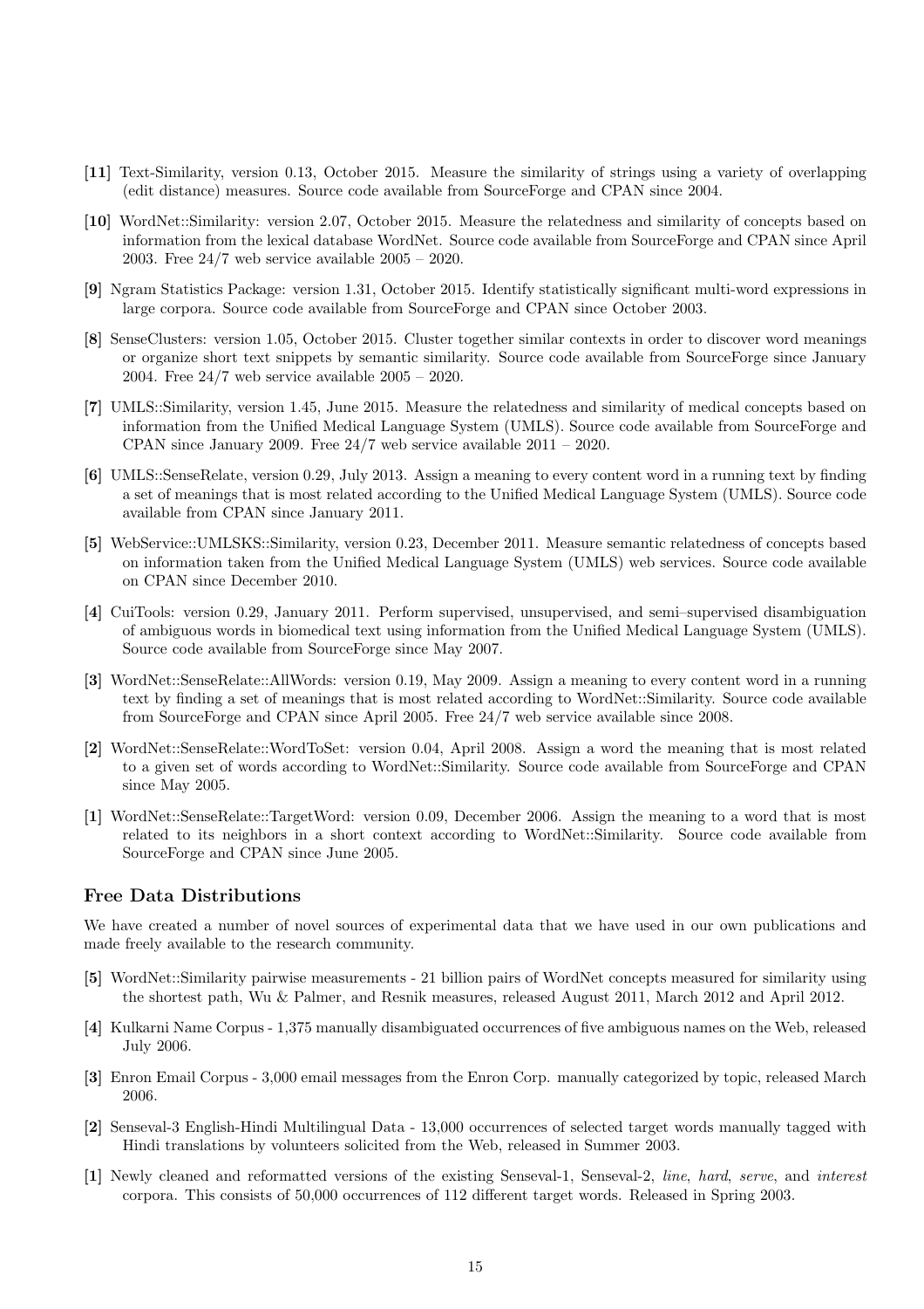**[11]** Text-Similarity, version 0.13, October 2015. Measure the similarity of strings using a variety of overlapping (edit distance) measures. Source code available from SourceForge and CPAN since 2004.

**[10]** WordNet::Similarity: version 2.07, October 2015. Measure the relatedness and similarity of concepts based on information from the lexical database WordNet. Source code available from SourceForge and CPAN since April 2003. Free 24/7 web service available 2005 – 2020.

**[9]** Ngram Statistics Package: version 1.31, October 2015. Identify statistically significant multi-word expressions in large corpora. Source code available from SourceForge and CPAN since October 2003.

**[8]** SenseClusters: version 1.05, October 2015. Cluster together similar contexts in order to discover word meanings or organize short text snippets by semantic similarity. Source code available from SourceForge since January 2004. Free 24/7 web service available 2005 – 2020.

**[7]** UMLS::Similarity, version 1.45, June 2015. Measure the relatedness and similarity of medical concepts based on information from the Unified Medical Language System (UMLS). Source code available from SourceForge and CPAN since January 2009. Free 24/7 web service available 2011 – 2020.

**[6]** UMLS::SenseRelate, version 0.29, July 2013. Assign a meaning to every content word in a running text by finding a set of meanings that is most related according to the Unified Medical Language System (UMLS). Source code available from CPAN since January 2011.

**[5]** WebService::UMLSKS::Similarity, version 0.23, December 2011. Measure semantic relatedness of concepts based on information taken from the Unified Medical Language System (UMLS) web services. Source code available on CPAN since December 2010.

**[4]** CuiTools: version 0.29, January 2011. Perform supervised, unsupervised, and semi–supervised disambiguation of ambiguous words in biomedical text using information from the Unified Medical Language System (UMLS). Source code available from SourceForge since May 2007.

**[3]** WordNet::SenseRelate::AllWords: version 0.19, May 2009. Assign a meaning to every content word in a running text by finding a set of meanings that is most related according to WordNet::Similarity. Source code available from SourceForge and CPAN since April 2005. Free 24/7 web service available since 2008.

**[2]** WordNet::SenseRelate::WordToSet: version 0.04, April 2008. Assign a word the meaning that is most related to a given set of words according to WordNet::Similarity. Source code available from SourceForge and CPAN since May 2005.

**[1]** WordNet::SenseRelate::TargetWord: version 0.09, December 2006. Assign the meaning to a word that is most related to its neighbors in a short context according to WordNet::Similarity. Source code available from SourceForge and CPAN since June 2005.

## Free Data Distributions

We have created a number of novel sources of experimental data that we have used in our own publications and made freely available to the research community.

**[5]** WordNet::Similarity pairwise measurements - 21 billion pairs of WordNet concepts measured for similarity using the shortest path, Wu & Palmer, and Resnik measures, released August 2011, March 2012 and April 2012.

**[4]** Kulkarni Name Corpus - 1,375 manually disambiguated occurrences of five ambiguous names on the Web, released July 2006.

**[3]** Enron Email Corpus - 3,000 email messages from the Enron Corp. manually categorized by topic, released March 2006.

**[2]** Senseval-3 English-Hindi Multilingual Data - 13,000 occurrences of selected target words manually tagged with Hindi translations by volunteers solicited from the Web, released in Summer 2003.

**[1]** Newly cleaned and reformatted versions of the existing Senseval-1, Senseval-2, *line*, *hard*, *serve*, and *interest* corpora. This consists of 50,000 occurrences of 112 different target words. Released in Spring 2003.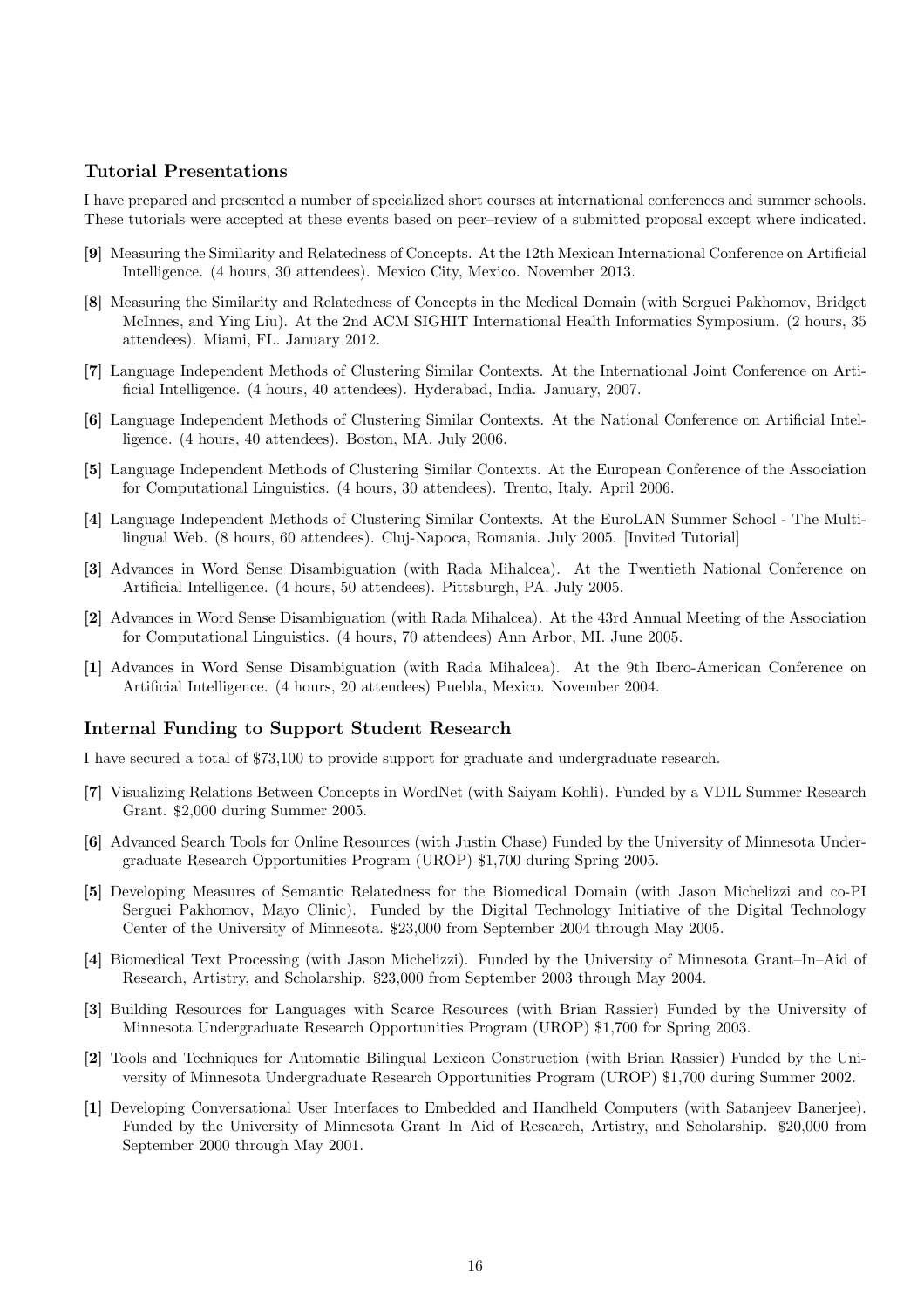### Tutorial Presentations

I have prepared and presented a number of specialized short courses at international conferences and summer schools. These tutorials were accepted at these events based on peer–review of a submitted proposal except where indicated.

**[9]** Measuring the Similarity and Relatedness of Concepts. At the 12th Mexican International Conference on Artificial Intelligence. (4 hours, 30 attendees). Mexico City, Mexico. November 2013.

**[8]** Measuring the Similarity and Relatedness of Concepts in the Medical Domain (with Serguei Pakhomov, Bridget McInnes, and Ying Liu). At the 2nd ACM SIGHIT International Health Informatics Symposium. (2 hours, 35 attendees). Miami, FL. January 2012.

**[7]** Language Independent Methods of Clustering Similar Contexts. At the International Joint Conference on Artificial Intelligence. (4 hours, 40 attendees). Hyderabad, India. January, 2007.

**[6]** Language Independent Methods of Clustering Similar Contexts. At the National Conference on Artificial Intelligence. (4 hours, 40 attendees). Boston, MA. July 2006.

**[5]** Language Independent Methods of Clustering Similar Contexts. At the European Conference of the Association for Computational Linguistics. (4 hours, 30 attendees). Trento, Italy. April 2006.

**[4]** Language Independent Methods of Clustering Similar Contexts. At the EuroLAN Summer School - The Multilingual Web. (8 hours, 60 attendees). Cluj-Napoca, Romania. July 2005. [Invited Tutorial]

**[3]** Advances in Word Sense Disambiguation (with Rada Mihalcea). At the Twentieth National Conference on Artificial Intelligence. (4 hours, 50 attendees). Pittsburgh, PA. July 2005.

**[2]** Advances in Word Sense Disambiguation (with Rada Mihalcea). At the 43rd Annual Meeting of the Association for Computational Linguistics. (4 hours, 70 attendees) Ann Arbor, MI. June 2005.

**[1]** Advances in Word Sense Disambiguation (with Rada Mihalcea). At the 9th Ibero-American Conference on Artificial Intelligence. (4 hours, 20 attendees) Puebla, Mexico. November 2004.

### Internal Funding to Support Student Research

I have secured a total of $73,100 to provide support for graduate and undergraduate research.

**[7]** Visualizing Relations Between Concepts in WordNet (with Saiyam Kohli). Funded by a VDIL Summer Research Grant. $2,000 during Summer 2005.

**[6]** Advanced Search Tools for Online Resources (with Justin Chase) Funded by the University of Minnesota Undergraduate Research Opportunities Program (UROP) $1,700 during Spring 2005.

**[5]** Developing Measures of Semantic Relatedness for the Biomedical Domain (with Jason Michelizzi and co-PI Serguei Pakhomov, Mayo Clinic). Funded by the Digital Technology Initiative of the Digital Technology Center of the University of Minnesota. $23,000 from September 2004 through May 2005.

**[4]** Biomedical Text Processing (with Jason Michelizzi). Funded by the University of Minnesota Grant–In–Aid of Research, Artistry, and Scholarship. $23,000 from September 2003 through May 2004.

**[3]** Building Resources for Languages with Scarce Resources (with Brian Rassier) Funded by the University of Minnesota Undergraduate Research Opportunities Program (UROP) $1,700 for Spring 2003.

**[2]** Tools and Techniques for Automatic Bilingual Lexicon Construction (with Brian Rassier) Funded by the University of Minnesota Undergraduate Research Opportunities Program (UROP) $1,700 during Summer 2002.

**[1]** Developing Conversational User Interfaces to Embedded and Handheld Computers (with Satanjeev Banerjee). Funded by the University of Minnesota Grant–In–Aid of Research, Artistry, and Scholarship. $20,000 from September 2000 through May 2001.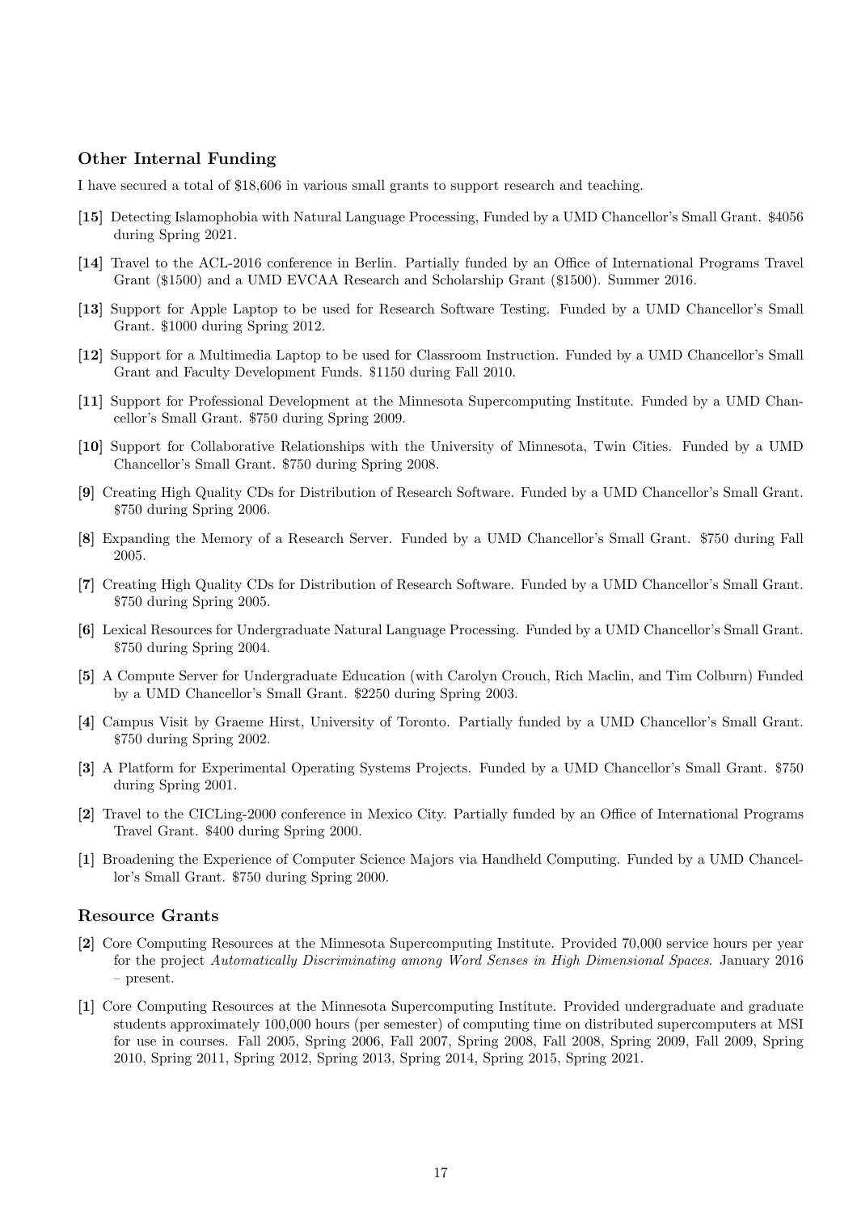## Other Internal Funding

I have secured a total of $18,606 in various small grants to support research and teaching.

**[15]** Detecting Islamophobia with Natural Language Processing, Funded by a UMD Chancellor's Small Grant. $4056 during Spring 2021.

**[14]** Travel to the ACL-2016 conference in Berlin. Partially funded by an Office of International Programs Travel Grant ($1500) and a UMD EVCAA Research and Scholarship Grant ($1500). Summer 2016.

**[13]** Support for Apple Laptop to be used for Research Software Testing. Funded by a UMD Chancellor's Small Grant. $1000 during Spring 2012.

**[12]** Support for a Multimedia Laptop to be used for Classroom Instruction. Funded by a UMD Chancellor's Small Grant and Faculty Development Funds. $1150 during Fall 2010.

**[11]** Support for Professional Development at the Minnesota Supercomputing Institute. Funded by a UMD Chancellor's Small Grant. $750 during Spring 2009.

**[10]** Support for Collaborative Relationships with the University of Minnesota, Twin Cities. Funded by a UMD Chancellor's Small Grant. $750 during Spring 2008.

**[9]** Creating High Quality CDs for Distribution of Research Software. Funded by a UMD Chancellor's Small Grant. $750 during Spring 2006.

**[8]** Expanding the Memory of a Research Server. Funded by a UMD Chancellor's Small Grant. $750 during Fall 2005.

**[7]** Creating High Quality CDs for Distribution of Research Software. Funded by a UMD Chancellor's Small Grant. $750 during Spring 2005.

**[6]** Lexical Resources for Undergraduate Natural Language Processing. Funded by a UMD Chancellor's Small Grant. $750 during Spring 2004.

**[5]** A Compute Server for Undergraduate Education (with Carolyn Crouch, Rich Maclin, and Tim Colburn) Funded by a UMD Chancellor's Small Grant. $2250 during Spring 2003.

**[4]** Campus Visit by Graeme Hirst, University of Toronto. Partially funded by a UMD Chancellor's Small Grant. $750 during Spring 2002.

**[3]** A Platform for Experimental Operating Systems Projects. Funded by a UMD Chancellor's Small Grant. $750 during Spring 2001.

**[2]** Travel to the CICLing-2000 conference in Mexico City. Partially funded by an Office of International Programs Travel Grant. $400 during Spring 2000.

**[1]** Broadening the Experience of Computer Science Majors via Handheld Computing. Funded by a UMD Chancellor's Small Grant. $750 during Spring 2000.

## Resource Grants

**[2]** Core Computing Resources at the Minnesota Supercomputing Institute. Provided 70,000 service hours per year for the project *Automatically Discriminating among Word Senses in High Dimensional Spaces*. January 2016 – present.

**[1]** Core Computing Resources at the Minnesota Supercomputing Institute. Provided undergraduate and graduate students approximately 100,000 hours (per semester) of computing time on distributed supercomputers at MSI for use in courses. Fall 2005, Spring 2006, Fall 2007, Spring 2008, Fall 2008, Spring 2009, Fall 2009, Spring 2010, Spring 2011, Spring 2012, Spring 2013, Spring 2014, Spring 2015, Spring 2021.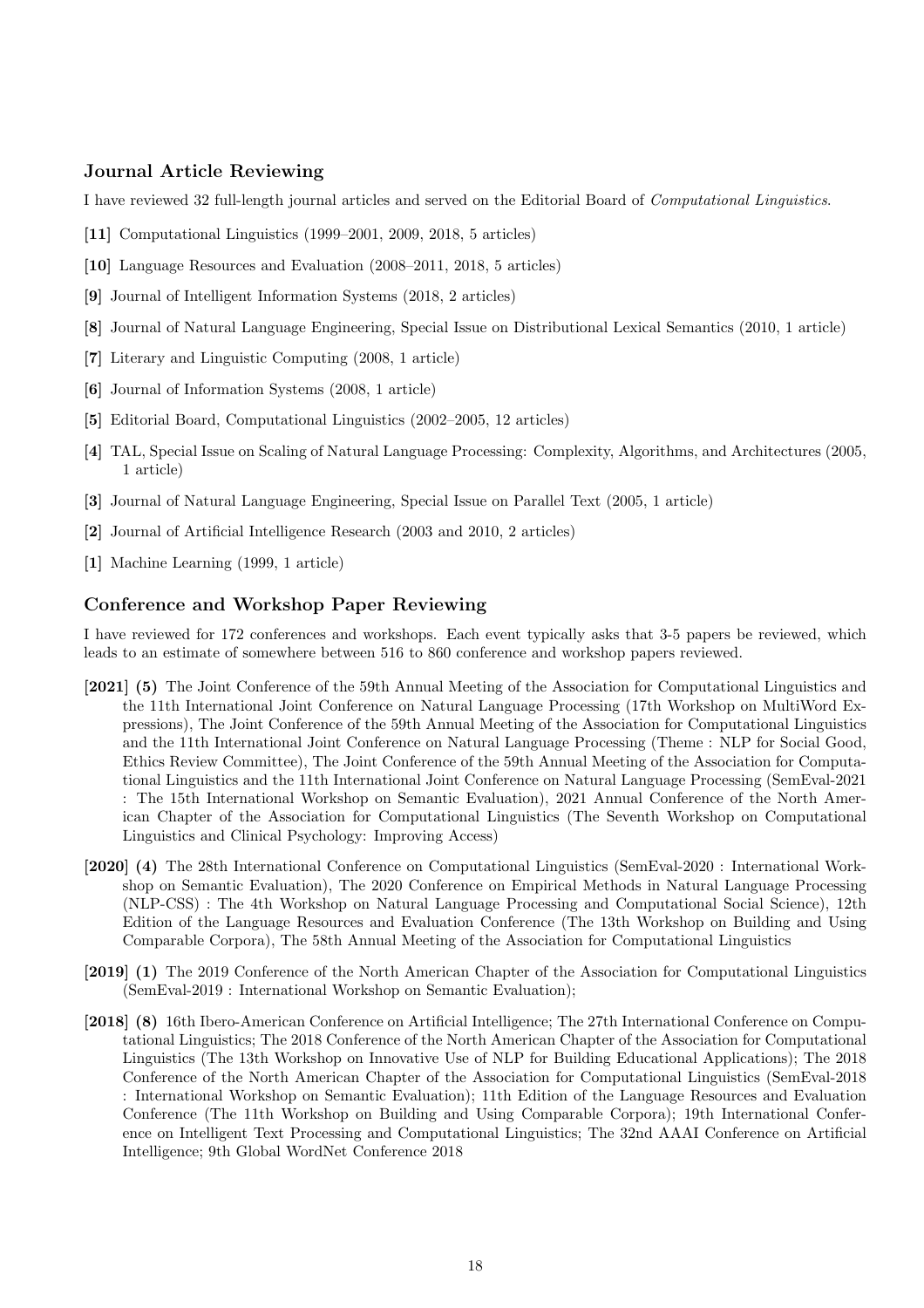### Journal Article Reviewing

I have reviewed 32 full-length journal articles and served on the Editorial Board of *Computational Linguistics*.

**[11]** Computational Linguistics (1999–2001, 2009, 2018, 5 articles)

**[10]** Language Resources and Evaluation (2008–2011, 2018, 5 articles)

**[9]** Journal of Intelligent Information Systems (2018, 2 articles)

**[8]** Journal of Natural Language Engineering, Special Issue on Distributional Lexical Semantics (2010, 1 article)

**[7]** Literary and Linguistic Computing (2008, 1 article)

**[6]** Journal of Information Systems (2008, 1 article)

**[5]** Editorial Board, Computational Linguistics (2002–2005, 12 articles)

**[4]** TAL, Special Issue on Scaling of Natural Language Processing: Complexity, Algorithms, and Architectures (2005, 1 article)

**[3]** Journal of Natural Language Engineering, Special Issue on Parallel Text (2005, 1 article)

**[2]** Journal of Artificial Intelligence Research (2003 and 2010, 2 articles)

**[1]** Machine Learning (1999, 1 article)

### Conference and Workshop Paper Reviewing

I have reviewed for 172 conferences and workshops. Each event typically asks that 3-5 papers be reviewed, which leads to an estimate of somewhere between 516 to 860 conference and workshop papers reviewed.

**[2021] (5)** The Joint Conference of the 59th Annual Meeting of the Association for Computational Linguistics and the 11th International Joint Conference on Natural Language Processing (17th Workshop on MultiWord Expressions), The Joint Conference of the 59th Annual Meeting of the Association for Computational Linguistics and the 11th International Joint Conference on Natural Language Processing (Theme : NLP for Social Good, Ethics Review Committee), The Joint Conference of the 59th Annual Meeting of the Association for Computational Linguistics and the 11th International Joint Conference on Natural Language Processing (SemEval-2021 : The 15th International Workshop on Semantic Evaluation), 2021 Annual Conference of the North American Chapter of the Association for Computational Linguistics (The Seventh Workshop on Computational Linguistics and Clinical Psychology: Improving Access)

**[2020] (4)** The 28th International Conference on Computational Linguistics (SemEval-2020 : International Workshop on Semantic Evaluation), The 2020 Conference on Empirical Methods in Natural Language Processing (NLP-CSS) : The 4th Workshop on Natural Language Processing and Computational Social Science), 12th Edition of the Language Resources and Evaluation Conference (The 13th Workshop on Building and Using Comparable Corpora), The 58th Annual Meeting of the Association for Computational Linguistics

**[2019] (1)** The 2019 Conference of the North American Chapter of the Association for Computational Linguistics (SemEval-2019 : International Workshop on Semantic Evaluation);

**[2018] (8)** 16th Ibero-American Conference on Artificial Intelligence; The 27th International Conference on Computational Linguistics; The 2018 Conference of the North American Chapter of the Association for Computational Linguistics (The 13th Workshop on Innovative Use of NLP for Building Educational Applications); The 2018 Conference of the North American Chapter of the Association for Computational Linguistics (SemEval-2018 : International Workshop on Semantic Evaluation); 11th Edition of the Language Resources and Evaluation Conference (The 11th Workshop on Building and Using Comparable Corpora); 19th International Conference on Intelligent Text Processing and Computational Linguistics; The 32nd AAAI Conference on Artificial Intelligence; 9th Global WordNet Conference 2018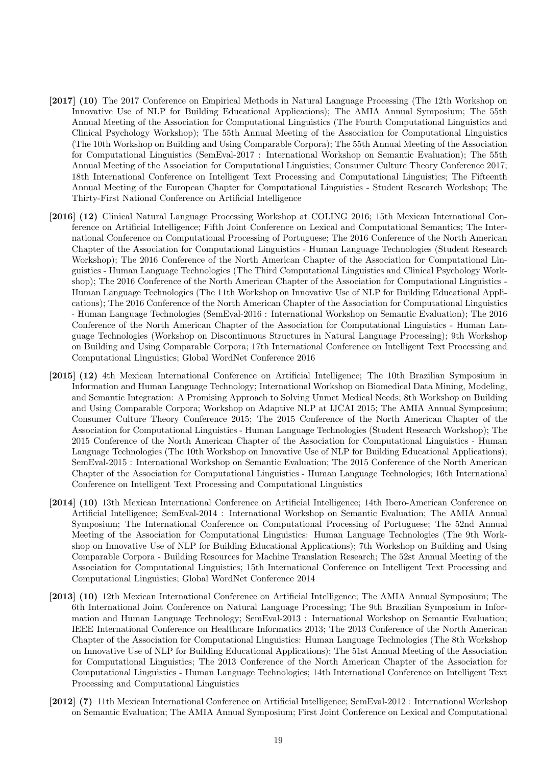- **[2017] (10)** The 2017 Conference on Empirical Methods in Natural Language Processing (The 12th Workshop on Innovative Use of NLP for Building Educational Applications); The AMIA Annual Symposium; The 55th Annual Meeting of the Association for Computational Linguistics (The Fourth Computational Linguistics and Clinical Psychology Workshop); The 55th Annual Meeting of the Association for Computational Linguistics (The 10th Workshop on Building and Using Comparable Corpora); The 55th Annual Meeting of the Association for Computational Linguistics (SemEval-2017 : International Workshop on Semantic Evaluation); The 55th Annual Meeting of the Association for Computational Linguistics; Consumer Culture Theory Conference 2017; 18th International Conference on Intelligent Text Processing and Computational Linguistics; The Fifteenth Annual Meeting of the European Chapter for Computational Linguistics - Student Research Workshop; The Thirty-First National Conference on Artificial Intelligence

- **[2016] (12)** Clinical Natural Language Processing Workshop at COLING 2016; 15th Mexican International Conference on Artificial Intelligence; Fifth Joint Conference on Lexical and Computational Semantics; The International Conference on Computational Processing of Portuguese; The 2016 Conference of the North American Chapter of the Association for Computational Linguistics - Human Language Technologies (Student Research Workshop); The 2016 Conference of the North American Chapter of the Association for Computational Linguistics - Human Language Technologies (The Third Computational Linguistics and Clinical Psychology Workshop); The 2016 Conference of the North American Chapter of the Association for Computational Linguistics - Human Language Technologies (The 11th Workshop on Innovative Use of NLP for Building Educational Applications); The 2016 Conference of the North American Chapter of the Association for Computational Linguistics - Human Language Technologies (SemEval-2016 : International Workshop on Semantic Evaluation); The 2016 Conference of the North American Chapter of the Association for Computational Linguistics - Human Language Technologies (Workshop on Discontinuous Structures in Natural Language Processing); 9th Workshop on Building and Using Comparable Corpora; 17th International Conference on Intelligent Text Processing and Computational Linguistics; Global WordNet Conference 2016

- **[2015] (12)** 4th Mexican International Conference on Artificial Intelligence; The 10th Brazilian Symposium in Information and Human Language Technology; International Workshop on Biomedical Data Mining, Modeling, and Semantic Integration: A Promising Approach to Solving Unmet Medical Needs; 8th Workshop on Building and Using Comparable Corpora; Workshop on Adaptive NLP at IJCAI 2015; The AMIA Annual Symposium; Consumer Culture Theory Conference 2015; The 2015 Conference of the North American Chapter of the Association for Computational Linguistics - Human Language Technologies (Student Research Workshop); The 2015 Conference of the North American Chapter of the Association for Computational Linguistics - Human Language Technologies (The 10th Workshop on Innovative Use of NLP for Building Educational Applications); SemEval-2015 : International Workshop on Semantic Evaluation; The 2015 Conference of the North American Chapter of the Association for Computational Linguistics - Human Language Technologies; 16th International Conference on Intelligent Text Processing and Computational Linguistics

- **[2014] (10)** 13th Mexican International Conference on Artificial Intelligence; 14th Ibero-American Conference on Artificial Intelligence; SemEval-2014 : International Workshop on Semantic Evaluation; The AMIA Annual Symposium; The International Conference on Computational Processing of Portuguese; The 52nd Annual Meeting of the Association for Computational Linguistics: Human Language Technologies (The 9th Workshop on Innovative Use of NLP for Building Educational Applications); 7th Workshop on Building and Using Comparable Corpora - Building Resources for Machine Translation Research; The 52st Annual Meeting of the Association for Computational Linguistics; 15th International Conference on Intelligent Text Processing and Computational Linguistics; Global WordNet Conference 2014

- **[2013] (10)** 12th Mexican International Conference on Artificial Intelligence; The AMIA Annual Symposium; The 6th International Joint Conference on Natural Language Processing; The 9th Brazilian Symposium in Information and Human Language Technology; SemEval-2013 : International Workshop on Semantic Evaluation; IEEE International Conference on Healthcare Informatics 2013; The 2013 Conference of the North American Chapter of the Association for Computational Linguistics: Human Language Technologies (The 8th Workshop on Innovative Use of NLP for Building Educational Applications); The 51st Annual Meeting of the Association for Computational Linguistics; The 2013 Conference of the North American Chapter of the Association for Computational Linguistics - Human Language Technologies; 14th International Conference on Intelligent Text Processing and Computational Linguistics

- **[2012] (7)** 11th Mexican International Conference on Artificial Intelligence; SemEval-2012 : International Workshop on Semantic Evaluation; The AMIA Annual Symposium; First Joint Conference on Lexical and Computational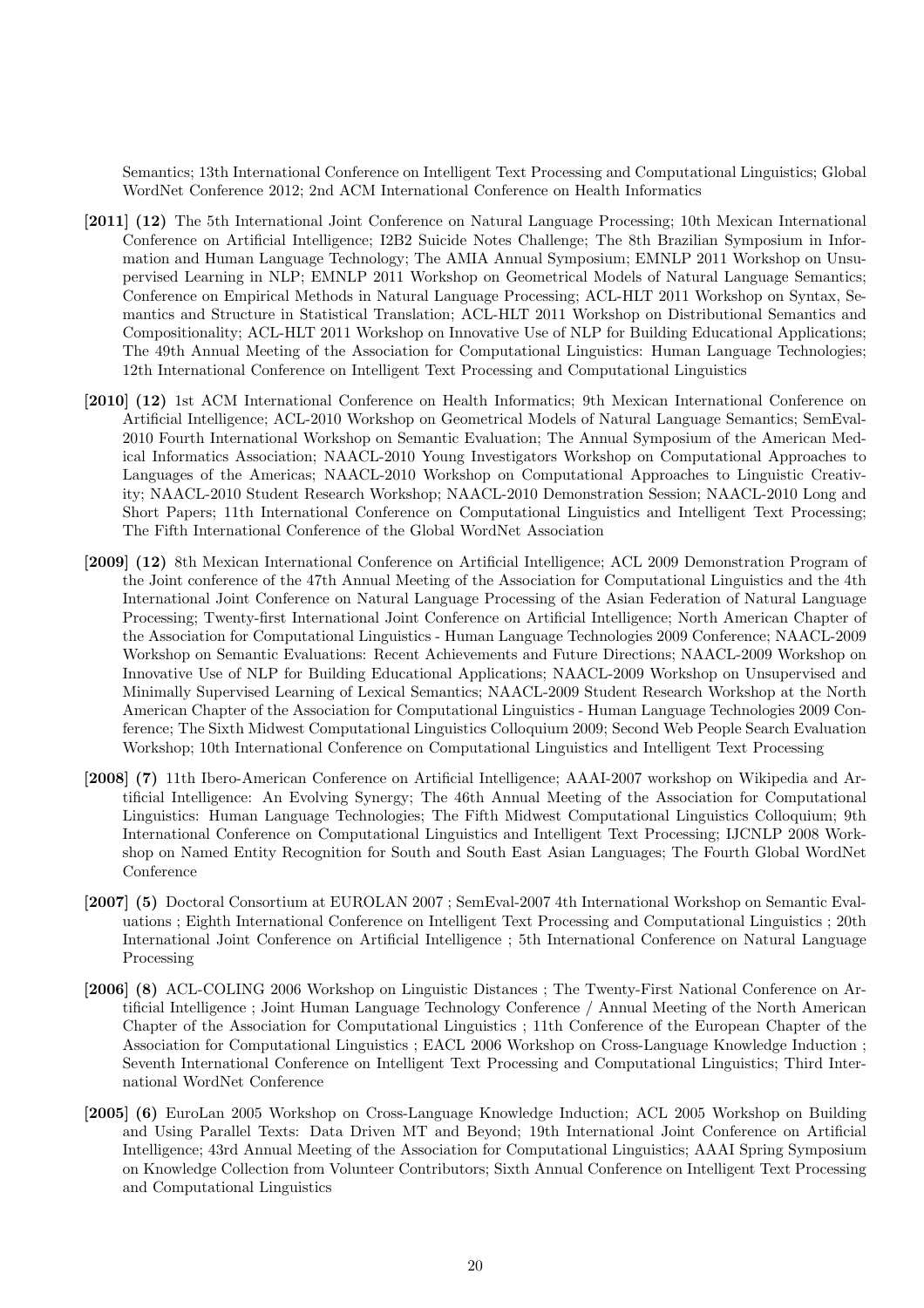Semantics; 13th International Conference on Intelligent Text Processing and Computational Linguistics; Global WordNet Conference 2012; 2nd ACM International Conference on Health Informatics

**[2011] (12)** The 5th International Joint Conference on Natural Language Processing; 10th Mexican International Conference on Artificial Intelligence; I2B2 Suicide Notes Challenge; The 8th Brazilian Symposium in Information and Human Language Technology; The AMIA Annual Symposium; EMNLP 2011 Workshop on Unsupervised Learning in NLP; EMNLP 2011 Workshop on Geometrical Models of Natural Language Semantics; Conference on Empirical Methods in Natural Language Processing; ACL-HLT 2011 Workshop on Syntax, Semantics and Structure in Statistical Translation; ACL-HLT 2011 Workshop on Distributional Semantics and Compositionality; ACL-HLT 2011 Workshop on Innovative Use of NLP for Building Educational Applications; The 49th Annual Meeting of the Association for Computational Linguistics: Human Language Technologies; 12th International Conference on Intelligent Text Processing and Computational Linguistics

**[2010] (12)** 1st ACM International Conference on Health Informatics; 9th Mexican International Conference on Artificial Intelligence; ACL-2010 Workshop on Geometrical Models of Natural Language Semantics; SemEval-2010 Fourth International Workshop on Semantic Evaluation; The Annual Symposium of the American Medical Informatics Association; NAACL-2010 Young Investigators Workshop on Computational Approaches to Languages of the Americas; NAACL-2010 Workshop on Computational Approaches to Linguistic Creativity; NAACL-2010 Student Research Workshop; NAACL-2010 Demonstration Session; NAACL-2010 Long and Short Papers; 11th International Conference on Computational Linguistics and Intelligent Text Processing; The Fifth International Conference of the Global WordNet Association

**[2009] (12)** 8th Mexican International Conference on Artificial Intelligence; ACL 2009 Demonstration Program of the Joint conference of the 47th Annual Meeting of the Association for Computational Linguistics and the 4th International Joint Conference on Natural Language Processing of the Asian Federation of Natural Language Processing; Twenty-first International Joint Conference on Artificial Intelligence; North American Chapter of the Association for Computational Linguistics - Human Language Technologies 2009 Conference; NAACL-2009 Workshop on Semantic Evaluations: Recent Achievements and Future Directions; NAACL-2009 Workshop on Innovative Use of NLP for Building Educational Applications; NAACL-2009 Workshop on Unsupervised and Minimally Supervised Learning of Lexical Semantics; NAACL-2009 Student Research Workshop at the North American Chapter of the Association for Computational Linguistics - Human Language Technologies 2009 Conference; The Sixth Midwest Computational Linguistics Colloquium 2009; Second Web People Search Evaluation Workshop; 10th International Conference on Computational Linguistics and Intelligent Text Processing

**[2008] (7)** 11th Ibero-American Conference on Artificial Intelligence; AAAI-2007 workshop on Wikipedia and Artificial Intelligence: An Evolving Synergy; The 46th Annual Meeting of the Association for Computational Linguistics: Human Language Technologies; The Fifth Midwest Computational Linguistics Colloquium; 9th International Conference on Computational Linguistics and Intelligent Text Processing; IJCNLP 2008 Workshop on Named Entity Recognition for South and South East Asian Languages; The Fourth Global WordNet Conference

**[2007] (5)** Doctoral Consortium at EUROLAN 2007 ; SemEval-2007 4th International Workshop on Semantic Evaluations ; Eighth International Conference on Intelligent Text Processing and Computational Linguistics ; 20th International Joint Conference on Artificial Intelligence ; 5th International Conference on Natural Language Processing

**[2006] (8)** ACL-COLING 2006 Workshop on Linguistic Distances ; The Twenty-First National Conference on Artificial Intelligence ; Joint Human Language Technology Conference / Annual Meeting of the North American Chapter of the Association for Computational Linguistics ; 11th Conference of the European Chapter of the Association for Computational Linguistics ; EACL 2006 Workshop on Cross-Language Knowledge Induction ; Seventh International Conference on Intelligent Text Processing and Computational Linguistics; Third International WordNet Conference

**[2005] (6)** EuroLan 2005 Workshop on Cross-Language Knowledge Induction; ACL 2005 Workshop on Building and Using Parallel Texts: Data Driven MT and Beyond; 19th International Joint Conference on Artificial Intelligence; 43rd Annual Meeting of the Association for Computational Linguistics; AAAI Spring Symposium on Knowledge Collection from Volunteer Contributors; Sixth Annual Conference on Intelligent Text Processing and Computational Linguistics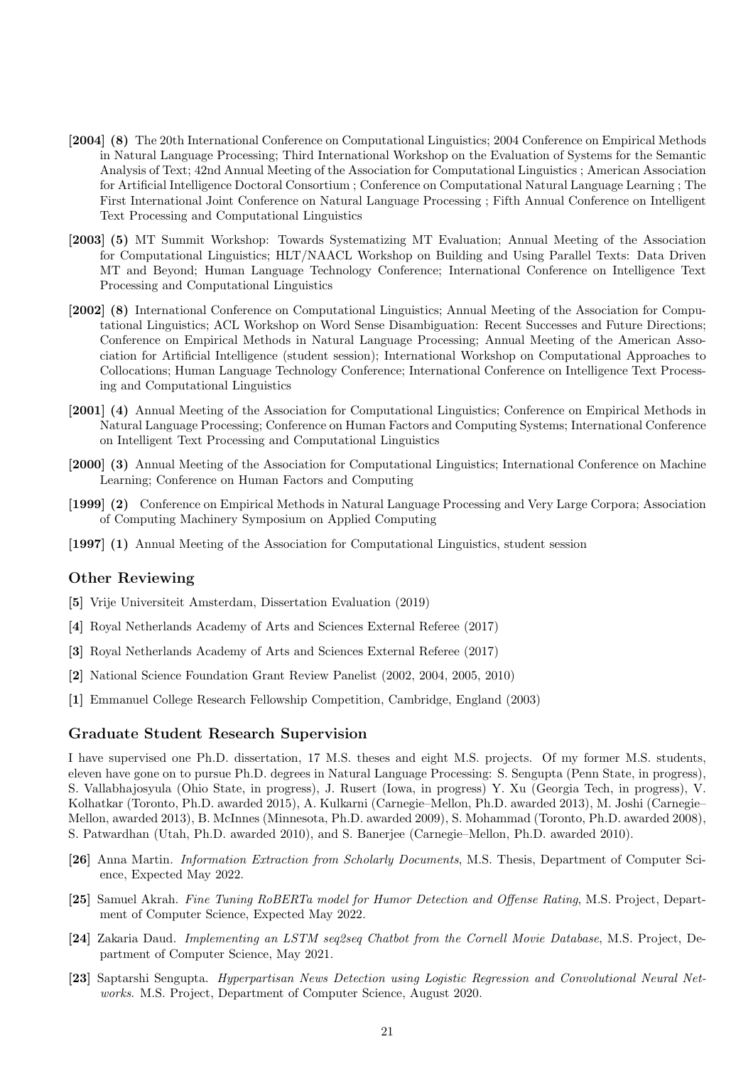**[2004]** **(8)** The 20th International Conference on Computational Linguistics; 2004 Conference on Empirical Methods in Natural Language Processing; Third International Workshop on the Evaluation of Systems for the Semantic Analysis of Text; 42nd Annual Meeting of the Association for Computational Linguistics ; American Association for Artificial Intelligence Doctoral Consortium ; Conference on Computational Natural Language Learning ; The First International Joint Conference on Natural Language Processing ; Fifth Annual Conference on Intelligent Text Processing and Computational Linguistics

**[2003]** **(5)** MT Summit Workshop: Towards Systematizing MT Evaluation; Annual Meeting of the Association for Computational Linguistics; HLT/NAACL Workshop on Building and Using Parallel Texts: Data Driven MT and Beyond; Human Language Technology Conference; International Conference on Intelligence Text Processing and Computational Linguistics

**[2002]** **(8)** International Conference on Computational Linguistics; Annual Meeting of the Association for Computational Linguistics; ACL Workshop on Word Sense Disambiguation: Recent Successes and Future Directions; Conference on Empirical Methods in Natural Language Processing; Annual Meeting of the American Association for Artificial Intelligence (student session); International Workshop on Computational Approaches to Collocations; Human Language Technology Conference; International Conference on Intelligence Text Processing and Computational Linguistics

**[2001]** **(4)** Annual Meeting of the Association for Computational Linguistics; Conference on Empirical Methods in Natural Language Processing; Conference on Human Factors and Computing Systems; International Conference on Intelligent Text Processing and Computational Linguistics

**[2000]** **(3)** Annual Meeting of the Association for Computational Linguistics; International Conference on Machine Learning; Conference on Human Factors and Computing

**[1999]** **(2)** Conference on Empirical Methods in Natural Language Processing and Very Large Corpora; Association of Computing Machinery Symposium on Applied Computing

**[1997]** **(1)** Annual Meeting of the Association for Computational Linguistics, student session

### Other Reviewing

**[5]** Vrije Universiteit Amsterdam, Dissertation Evaluation (2019)

**[4]** Royal Netherlands Academy of Arts and Sciences External Referee (2017)

**[3]** Royal Netherlands Academy of Arts and Sciences External Referee (2017)

**[2]** National Science Foundation Grant Review Panelist (2002, 2004, 2005, 2010)

**[1]** Emmanuel College Research Fellowship Competition, Cambridge, England (2003)

### Graduate Student Research Supervision

I have supervised one Ph.D. dissertation, 17 M.S. theses and eight M.S. projects. Of my former M.S. students, eleven have gone on to pursue Ph.D. degrees in Natural Language Processing: S. Sengupta (Penn State, in progress), S. Vallabhajosyula (Ohio State, in progress), J. Rusert (Iowa, in progress) Y. Xu (Georgia Tech, in progress), V. Kolhatkar (Toronto, Ph.D. awarded 2015), A. Kulkarni (Carnegie–Mellon, Ph.D. awarded 2013), M. Joshi (Carnegie–Mellon, awarded 2013), B. McInnes (Minnesota, Ph.D. awarded 2009), S. Mohammad (Toronto, Ph.D. awarded 2008), S. Patwardhan (Utah, Ph.D. awarded 2010), and S. Banerjee (Carnegie–Mellon, Ph.D. awarded 2010).

**[26]** Anna Martin. *Information Extraction from Scholarly Documents*, M.S. Thesis, Department of Computer Science, Expected May 2022.

**[25]** Samuel Akrah. *Fine Tuning RoBERTa model for Humor Detection and Offense Rating*, M.S. Project, Department of Computer Science, Expected May 2022.

**[24]** Zakaria Daud. *Implementing an LSTM seq2seq Chatbot from the Cornell Movie Database*, M.S. Project, Department of Computer Science, May 2021.

**[23]** Saptarshi Sengupta. *Hyperpartisan News Detection using Logistic Regression and Convolutional Neural Networks*. M.S. Project, Department of Computer Science, August 2020.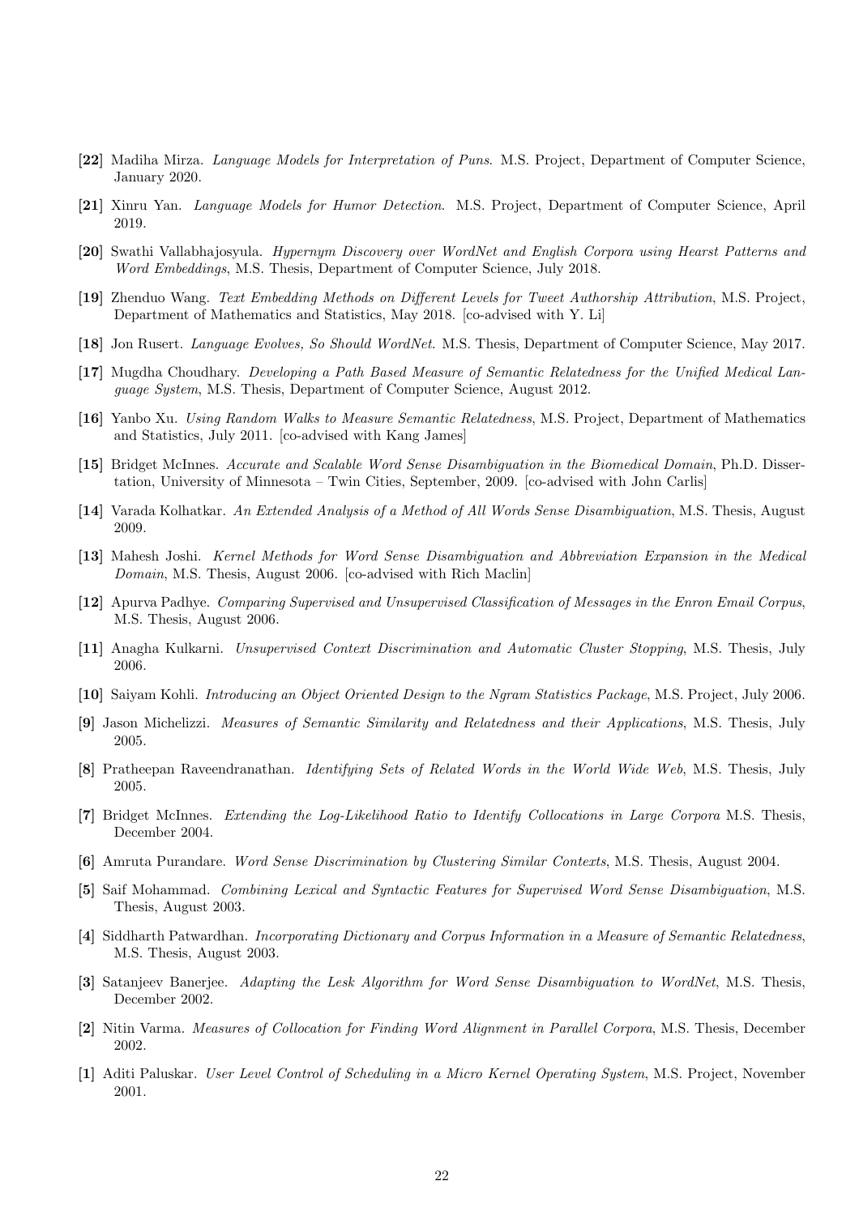**[22]** Madiha Mirza. *Language Models for Interpretation of Puns*. M.S. Project, Department of Computer Science, January 2020.

**[21]** Xinru Yan. *Language Models for Humor Detection*. M.S. Project, Department of Computer Science, April 2019.

**[20]** Swathi Vallabhajosyula. *Hypernym Discovery over WordNet and English Corpora using Hearst Patterns and Word Embeddings*, M.S. Thesis, Department of Computer Science, July 2018.

**[19]** Zhenduo Wang. *Text Embedding Methods on Different Levels for Tweet Authorship Attribution*, M.S. Project, Department of Mathematics and Statistics, May 2018. [co-advised with Y. Li]

**[18]** Jon Rusert. *Language Evolves, So Should WordNet*. M.S. Thesis, Department of Computer Science, May 2017.

**[17]** Mugdha Choudhary. *Developing a Path Based Measure of Semantic Relatedness for the Unified Medical Language System*, M.S. Thesis, Department of Computer Science, August 2012.

**[16]** Yanbo Xu. *Using Random Walks to Measure Semantic Relatedness*, M.S. Project, Department of Mathematics and Statistics, July 2011. [co-advised with Kang James]

**[15]** Bridget McInnes. *Accurate and Scalable Word Sense Disambiguation in the Biomedical Domain*, Ph.D. Dissertation, University of Minnesota – Twin Cities, September, 2009. [co-advised with John Carlis]

**[14]** Varada Kolhatkar. *An Extended Analysis of a Method of All Words Sense Disambiguation*, M.S. Thesis, August 2009.

**[13]** Mahesh Joshi. *Kernel Methods for Word Sense Disambiguation and Abbreviation Expansion in the Medical Domain*, M.S. Thesis, August 2006. [co-advised with Rich Maclin]

**[12]** Apurva Padhye. *Comparing Supervised and Unsupervised Classification of Messages in the Enron Email Corpus*, M.S. Thesis, August 2006.

**[11]** Anagha Kulkarni. *Unsupervised Context Discrimination and Automatic Cluster Stopping*, M.S. Thesis, July 2006.

**[10]** Saiyam Kohli. *Introducing an Object Oriented Design to the Ngram Statistics Package*, M.S. Project, July 2006.

**[9]** Jason Michelizzi. *Measures of Semantic Similarity and Relatedness and their Applications*, M.S. Thesis, July 2005.

**[8]** Pratheepan Raveendranathan. *Identifying Sets of Related Words in the World Wide Web*, M.S. Thesis, July 2005.

**[7]** Bridget McInnes. *Extending the Log-Likelihood Ratio to Identify Collocations in Large Corpora* M.S. Thesis, December 2004.

**[6]** Amruta Purandare. *Word Sense Discrimination by Clustering Similar Contexts*, M.S. Thesis, August 2004.

**[5]** Saif Mohammad. *Combining Lexical and Syntactic Features for Supervised Word Sense Disambiguation*, M.S. Thesis, August 2003.

**[4]** Siddharth Patwardhan. *Incorporating Dictionary and Corpus Information in a Measure of Semantic Relatedness*, M.S. Thesis, August 2003.

**[3]** Satanjeev Banerjee. *Adapting the Lesk Algorithm for Word Sense Disambiguation to WordNet*, M.S. Thesis, December 2002.

**[2]** Nitin Varma. *Measures of Collocation for Finding Word Alignment in Parallel Corpora*, M.S. Thesis, December 2002.

**[1]** Aditi Paluskar. *User Level Control of Scheduling in a Micro Kernel Operating System*, M.S. Project, November 2001.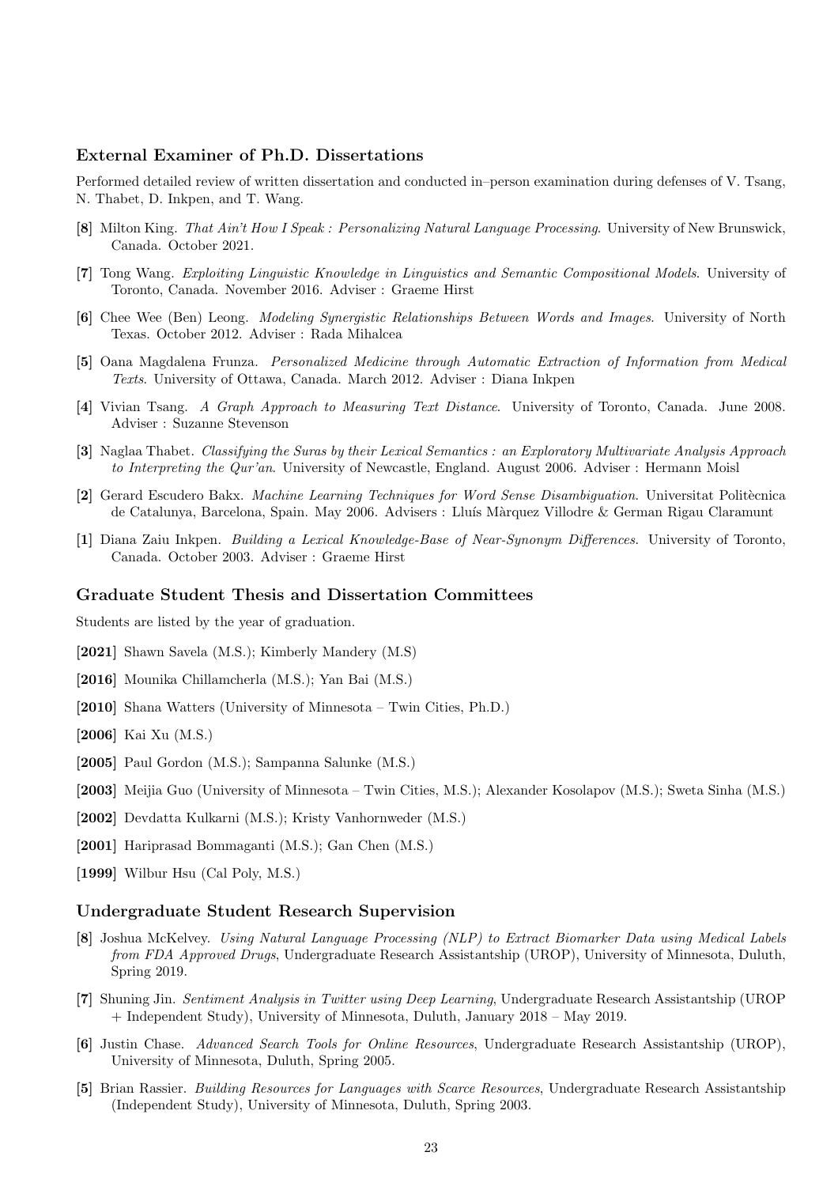### External Examiner of Ph.D. Dissertations

Performed detailed review of written dissertation and conducted in–person examination during defenses of V. Tsang, N. Thabet, D. Inkpen, and T. Wang.

**[8]** Milton King. *That Ain't How I Speak : Personalizing Natural Language Processing*. University of New Brunswick, Canada. October 2021.

**[7]** Tong Wang. *Exploiting Linguistic Knowledge in Linguistics and Semantic Compositional Models*. University of Toronto, Canada. November 2016. Adviser : Graeme Hirst

**[6]** Chee Wee (Ben) Leong. *Modeling Synergistic Relationships Between Words and Images*. University of North Texas. October 2012. Adviser : Rada Mihalcea

**[5]** Oana Magdalena Frunza. *Personalized Medicine through Automatic Extraction of Information from Medical Texts*. University of Ottawa, Canada. March 2012. Adviser : Diana Inkpen

**[4]** Vivian Tsang. *A Graph Approach to Measuring Text Distance*. University of Toronto, Canada. June 2008. Adviser : Suzanne Stevenson

**[3]** Naglaa Thabet. *Classifying the Suras by their Lexical Semantics : an Exploratory Multivariate Analysis Approach to Interpreting the Qur'an*. University of Newcastle, England. August 2006. Adviser : Hermann Moisl

**[2]** Gerard Escudero Bakx. *Machine Learning Techniques for Word Sense Disambiguation*. Universitat Politècnica de Catalunya, Barcelona, Spain. May 2006. Advisers : Lluís Màrquez Villodre & German Rigau Claramunt

**[1]** Diana Zaiu Inkpen. *Building a Lexical Knowledge-Base of Near-Synonym Differences*. University of Toronto, Canada. October 2003. Adviser : Graeme Hirst

### Graduate Student Thesis and Dissertation Committees

Students are listed by the year of graduation.

**[2021]** Shawn Savela (M.S.); Kimberly Mandery (M.S)

**[2016]** Mounika Chillamcherla (M.S.); Yan Bai (M.S.)

**[2010]** Shana Watters (University of Minnesota – Twin Cities, Ph.D.)

**[2006]** Kai Xu (M.S.)

**[2005]** Paul Gordon (M.S.); Sampanna Salunke (M.S.)

**[2003]** Meijia Guo (University of Minnesota – Twin Cities, M.S.); Alexander Kosolapov (M.S.); Sweta Sinha (M.S.)

**[2002]** Devdatta Kulkarni (M.S.); Kristy Vanhornweder (M.S.)

**[2001]** Hariprasad Bommaganti (M.S.); Gan Chen (M.S.)

**[1999]** Wilbur Hsu (Cal Poly, M.S.)

### Undergraduate Student Research Supervision

**[8]** Joshua McKelvey. *Using Natural Language Processing (NLP) to Extract Biomarker Data using Medical Labels from FDA Approved Drugs*, Undergraduate Research Assistantship (UROP), University of Minnesota, Duluth, Spring 2019.

**[7]** Shuning Jin. *Sentiment Analysis in Twitter using Deep Learning*, Undergraduate Research Assistantship (UROP + Independent Study), University of Minnesota, Duluth, January 2018 – May 2019.

**[6]** Justin Chase. *Advanced Search Tools for Online Resources*, Undergraduate Research Assistantship (UROP), University of Minnesota, Duluth, Spring 2005.

**[5]** Brian Rassier. *Building Resources for Languages with Scarce Resources*, Undergraduate Research Assistantship (Independent Study), University of Minnesota, Duluth, Spring 2003.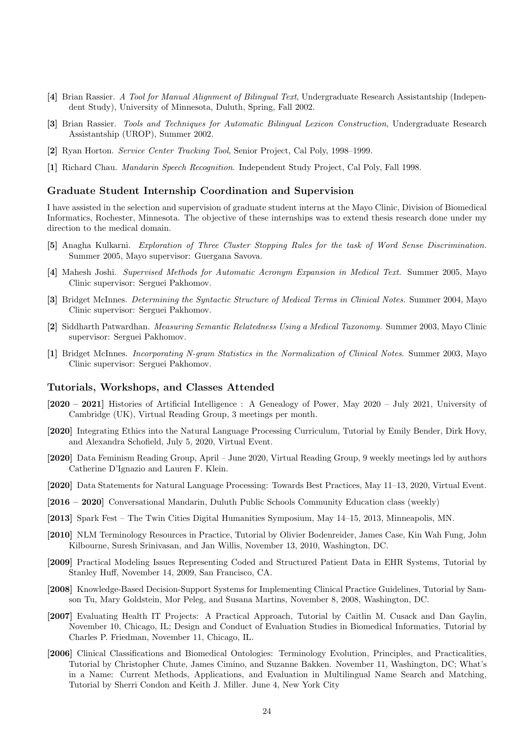**[4]** Brian Rassier. *A Tool for Manual Alignment of Bilingual Text*, Undergraduate Research Assistantship (Independent Study), University of Minnesota, Duluth, Spring, Fall 2002.

**[3]** Brian Rassier. *Tools and Techniques for Automatic Bilingual Lexicon Construction*, Undergraduate Research Assistantship (UROP), Summer 2002.

**[2]** Ryan Horton. *Service Center Tracking Tool*, Senior Project, Cal Poly, 1998–1999.

**[1]** Richard Chau. *Mandarin Speech Recognition*. Independent Study Project, Cal Poly, Fall 1998.

### Graduate Student Internship Coordination and Supervision

I have assisted in the selection and supervision of graduate student interns at the Mayo Clinic, Division of Biomedical Informatics, Rochester, Minnesota. The objective of these internships was to extend thesis research done under my direction to the medical domain.

**[5]** Anagha Kulkarni. *Exploration of Three Cluster Stopping Rules for the task of Word Sense Discrimination.* Summer 2005, Mayo supervisor: Guergana Savova.

**[4]** Mahesh Joshi. *Supervised Methods for Automatic Acronym Expansion in Medical Text*. Summer 2005, Mayo Clinic supervisor: Serguei Pakhomov.

**[3]** Bridget McInnes. *Determining the Syntactic Structure of Medical Terms in Clinical Notes*. Summer 2004, Mayo Clinic supervisor: Serguei Pakhomov.

**[2]** Siddharth Patwardhan. *Measuring Semantic Relatedness Using a Medical Taxonomy.* Summer 2003, Mayo Clinic supervisor: Serguei Pakhomov.

**[1]** Bridget McInnes. *Incorporating N-gram Statistics in the Normalization of Clinical Notes*. Summer 2003, Mayo Clinic supervisor: Serguei Pakhomov.

### Tutorials, Workshops, and Classes Attended

**[2020 – 2021]** Histories of Artificial Intelligence : A Genealogy of Power, May 2020 – July 2021, University of Cambridge (UK), Virtual Reading Group, 3 meetings per month.

**[2020]** Integrating Ethics into the Natural Language Processing Curriculum, Tutorial by Emily Bender, Dirk Hovy, and Alexandra Schofield, July 5, 2020, Virtual Event.

**[2020]** Data Feminism Reading Group, April – June 2020, Virtual Reading Group, 9 weekly meetings led by authors Catherine D'Ignazio and Lauren F. Klein.

**[2020]** Data Statements for Natural Language Processing: Towards Best Practices, May 11–13, 2020, Virtual Event.

**[2016 – 2020]** Conversational Mandarin, Duluth Public Schools Community Education class (weekly)

**[2013]** Spark Fest – The Twin Cities Digital Humanities Symposium, May 14–15, 2013, Minneapolis, MN.

**[2010]** NLM Terminology Resources in Practice, Tutorial by Olivier Bodenreider, James Case, Kin Wah Fung, John Kilbourne, Suresh Srinivasan, and Jan Willis, November 13, 2010, Washington, DC.

**[2009]** Practical Modeling Issues Representing Coded and Structured Patient Data in EHR Systems, Tutorial by Stanley Huff, November 14, 2009, San Francisco, CA.

**[2008]** Knowledge-Based Decision-Support Systems for Implementing Clinical Practice Guidelines, Tutorial by Samson Tu, Mary Goldstein, Mor Peleg, and Susana Martins, November 8, 2008, Washington, DC.

**[2007]** Evaluating Health IT Projects: A Practical Approach, Tutorial by Caitlin M. Cusack and Dan Gaylin, November 10, Chicago, IL; Design and Conduct of Evaluation Studies in Biomedical Informatics, Tutorial by Charles P. Friedman, November 11, Chicago, IL.

**[2006]** Clinical Classifications and Biomedical Ontologies: Terminology Evolution, Principles, and Practicalities, Tutorial by Christopher Chute, James Cimino, and Suzanne Bakken. November 11, Washington, DC; What's in a Name: Current Methods, Applications, and Evaluation in Multilingual Name Search and Matching, Tutorial by Sherri Condon and Keith J. Miller. June 4, New York City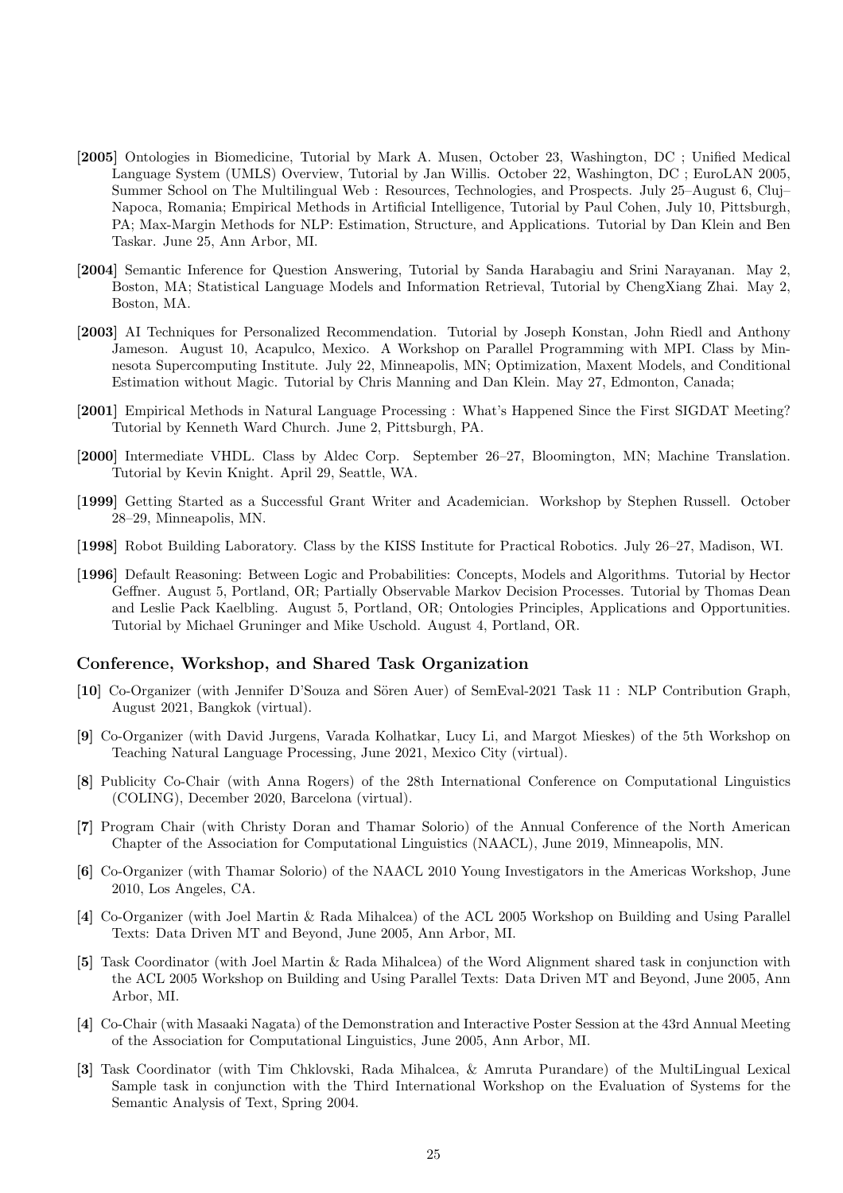**[2005]** Ontologies in Biomedicine, Tutorial by Mark A. Musen, October 23, Washington, DC ; Unified Medical Language System (UMLS) Overview, Tutorial by Jan Willis. October 22, Washington, DC ; EuroLAN 2005, Summer School on The Multilingual Web : Resources, Technologies, and Prospects. July 25–August 6, Cluj–Napoca, Romania; Empirical Methods in Artificial Intelligence, Tutorial by Paul Cohen, July 10, Pittsburgh, PA; Max-Margin Methods for NLP: Estimation, Structure, and Applications. Tutorial by Dan Klein and Ben Taskar. June 25, Ann Arbor, MI.

**[2004]** Semantic Inference for Question Answering, Tutorial by Sanda Harabagiu and Srini Narayanan. May 2, Boston, MA; Statistical Language Models and Information Retrieval, Tutorial by ChengXiang Zhai. May 2, Boston, MA.

**[2003]** AI Techniques for Personalized Recommendation. Tutorial by Joseph Konstan, John Riedl and Anthony Jameson. August 10, Acapulco, Mexico. A Workshop on Parallel Programming with MPI. Class by Minnesota Supercomputing Institute. July 22, Minneapolis, MN; Optimization, Maxent Models, and Conditional Estimation without Magic. Tutorial by Chris Manning and Dan Klein. May 27, Edmonton, Canada;

**[2001]** Empirical Methods in Natural Language Processing : What's Happened Since the First SIGDAT Meeting? Tutorial by Kenneth Ward Church. June 2, Pittsburgh, PA.

**[2000]** Intermediate VHDL. Class by Aldec Corp. September 26–27, Bloomington, MN; Machine Translation. Tutorial by Kevin Knight. April 29, Seattle, WA.

**[1999]** Getting Started as a Successful Grant Writer and Academician. Workshop by Stephen Russell. October 28–29, Minneapolis, MN.

**[1998]** Robot Building Laboratory. Class by the KISS Institute for Practical Robotics. July 26–27, Madison, WI.

**[1996]** Default Reasoning: Between Logic and Probabilities: Concepts, Models and Algorithms. Tutorial by Hector Geffner. August 5, Portland, OR; Partially Observable Markov Decision Processes. Tutorial by Thomas Dean and Leslie Pack Kaelbling. August 5, Portland, OR; Ontologies Principles, Applications and Opportunities. Tutorial by Michael Gruninger and Mike Uschold. August 4, Portland, OR.

### Conference, Workshop, and Shared Task Organization

**[10]** Co-Organizer (with Jennifer D'Souza and Sören Auer) of SemEval-2021 Task 11 : NLP Contribution Graph, August 2021, Bangkok (virtual).

**[9]** Co-Organizer (with David Jurgens, Varada Kolhatkar, Lucy Li, and Margot Mieskes) of the 5th Workshop on Teaching Natural Language Processing, June 2021, Mexico City (virtual).

**[8]** Publicity Co-Chair (with Anna Rogers) of the 28th International Conference on Computational Linguistics (COLING), December 2020, Barcelona (virtual).

**[7]** Program Chair (with Christy Doran and Thamar Solorio) of the Annual Conference of the North American Chapter of the Association for Computational Linguistics (NAACL), June 2019, Minneapolis, MN.

**[6]** Co-Organizer (with Thamar Solorio) of the NAACL 2010 Young Investigators in the Americas Workshop, June 2010, Los Angeles, CA.

**[4]** Co-Organizer (with Joel Martin & Rada Mihalcea) of the ACL 2005 Workshop on Building and Using Parallel Texts: Data Driven MT and Beyond, June 2005, Ann Arbor, MI.

**[5]** Task Coordinator (with Joel Martin & Rada Mihalcea) of the Word Alignment shared task in conjunction with the ACL 2005 Workshop on Building and Using Parallel Texts: Data Driven MT and Beyond, June 2005, Ann Arbor, MI.

**[4]** Co-Chair (with Masaaki Nagata) of the Demonstration and Interactive Poster Session at the 43rd Annual Meeting of the Association for Computational Linguistics, June 2005, Ann Arbor, MI.

**[3]** Task Coordinator (with Tim Chklovski, Rada Mihalcea, & Amruta Purandare) of the MultiLingual Lexical Sample task in conjunction with the Third International Workshop on the Evaluation of Systems for the Semantic Analysis of Text, Spring 2004.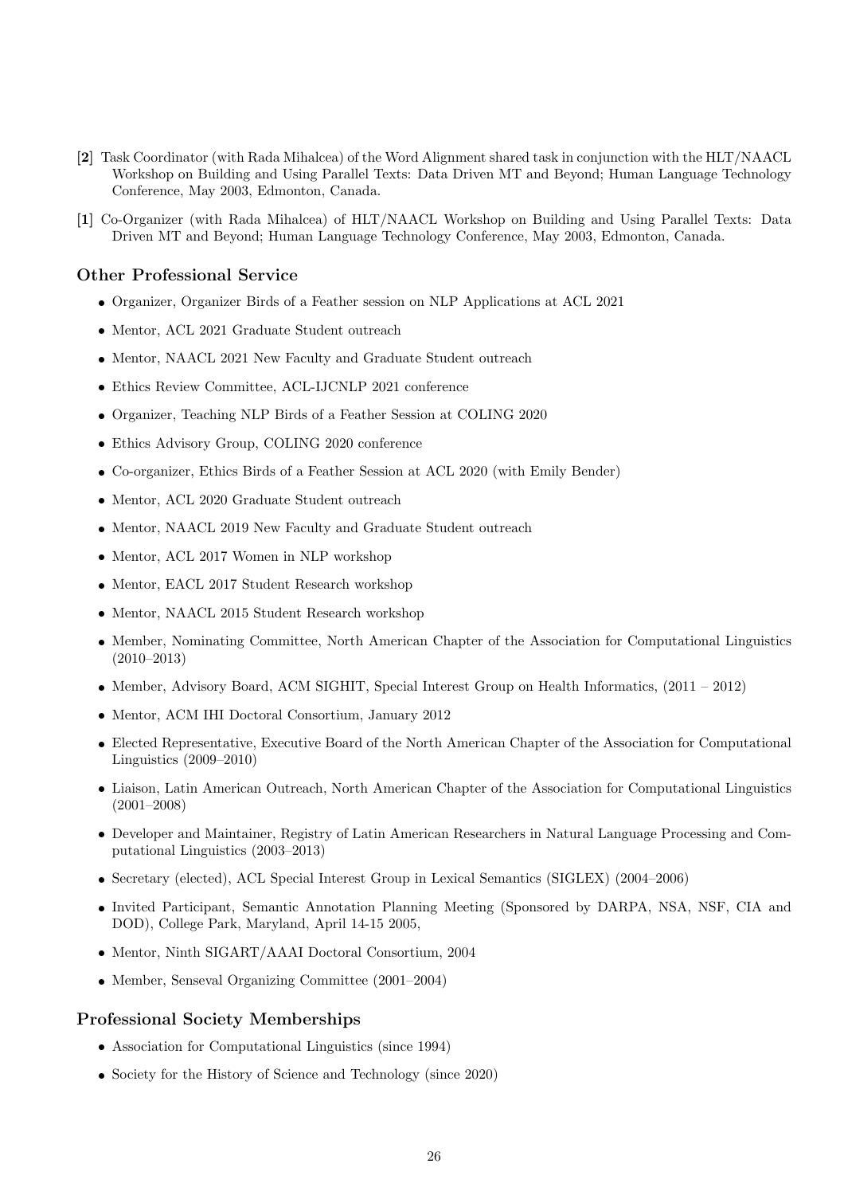**[2]** Task Coordinator (with Rada Mihalcea) of the Word Alignment shared task in conjunction with the HLT/NAACL Workshop on Building and Using Parallel Texts: Data Driven MT and Beyond; Human Language Technology Conference, May 2003, Edmonton, Canada.

**[1]** Co-Organizer (with Rada Mihalcea) of HLT/NAACL Workshop on Building and Using Parallel Texts: Data Driven MT and Beyond; Human Language Technology Conference, May 2003, Edmonton, Canada.

## Other Professional Service

- Organizer, Organizer Birds of a Feather session on NLP Applications at ACL 2021
- Mentor, ACL 2021 Graduate Student outreach
- Mentor, NAACL 2021 New Faculty and Graduate Student outreach
- Ethics Review Committee, ACL-IJCNLP 2021 conference
- Organizer, Teaching NLP Birds of a Feather Session at COLING 2020
- Ethics Advisory Group, COLING 2020 conference
- Co-organizer, Ethics Birds of a Feather Session at ACL 2020 (with Emily Bender)
- Mentor, ACL 2020 Graduate Student outreach
- Mentor, NAACL 2019 New Faculty and Graduate Student outreach
- Mentor, ACL 2017 Women in NLP workshop
- Mentor, EACL 2017 Student Research workshop
- Mentor, NAACL 2015 Student Research workshop
- Member, Nominating Committee, North American Chapter of the Association for Computational Linguistics (2010–2013)
- Member, Advisory Board, ACM SIGHIT, Special Interest Group on Health Informatics, (2011 – 2012)
- Mentor, ACM IHI Doctoral Consortium, January 2012
- Elected Representative, Executive Board of the North American Chapter of the Association for Computational Linguistics (2009–2010)
- Liaison, Latin American Outreach, North American Chapter of the Association for Computational Linguistics (2001–2008)
- Developer and Maintainer, Registry of Latin American Researchers in Natural Language Processing and Computational Linguistics (2003–2013)
- Secretary (elected), ACL Special Interest Group in Lexical Semantics (SIGLEX) (2004–2006)
- Invited Participant, Semantic Annotation Planning Meeting (Sponsored by DARPA, NSA, NSF, CIA and DOD), College Park, Maryland, April 14-15 2005,
- Mentor, Ninth SIGART/AAAI Doctoral Consortium, 2004
- Member, Senseval Organizing Committee (2001–2004)

## Professional Society Memberships

- Association for Computational Linguistics (since 1994)
- Society for the History of Science and Technology (since 2020)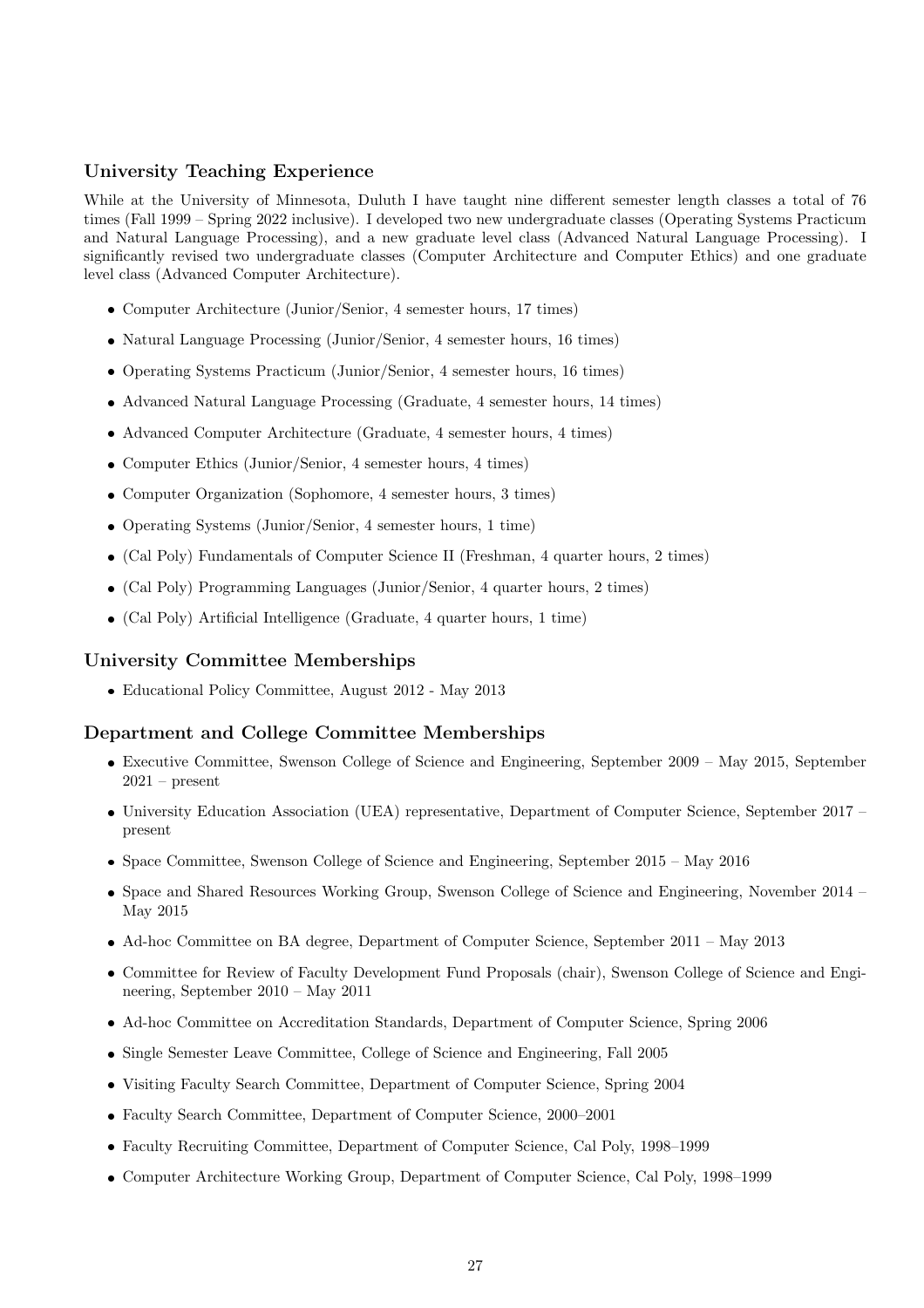## University Teaching Experience

While at the University of Minnesota, Duluth I have taught nine different semester length classes a total of 76 times (Fall 1999 – Spring 2022 inclusive). I developed two new undergraduate classes (Operating Systems Practicum and Natural Language Processing), and a new graduate level class (Advanced Natural Language Processing). I significantly revised two undergraduate classes (Computer Architecture and Computer Ethics) and one graduate level class (Advanced Computer Architecture).

- Computer Architecture (Junior/Senior, 4 semester hours, 17 times)
- Natural Language Processing (Junior/Senior, 4 semester hours, 16 times)
- Operating Systems Practicum (Junior/Senior, 4 semester hours, 16 times)
- Advanced Natural Language Processing (Graduate, 4 semester hours, 14 times)
- Advanced Computer Architecture (Graduate, 4 semester hours, 4 times)
- Computer Ethics (Junior/Senior, 4 semester hours, 4 times)
- Computer Organization (Sophomore, 4 semester hours, 3 times)
- Operating Systems (Junior/Senior, 4 semester hours, 1 time)
- (Cal Poly) Fundamentals of Computer Science II (Freshman, 4 quarter hours, 2 times)
- (Cal Poly) Programming Languages (Junior/Senior, 4 quarter hours, 2 times)
- (Cal Poly) Artificial Intelligence (Graduate, 4 quarter hours, 1 time)

## University Committee Memberships

- Educational Policy Committee, August 2012 - May 2013

## Department and College Committee Memberships

- Executive Committee, Swenson College of Science and Engineering, September 2009 – May 2015, September 2021 – present
- University Education Association (UEA) representative, Department of Computer Science, September 2017 – present
- Space Committee, Swenson College of Science and Engineering, September 2015 – May 2016
- Space and Shared Resources Working Group, Swenson College of Science and Engineering, November 2014 – May 2015
- Ad-hoc Committee on BA degree, Department of Computer Science, September 2011 – May 2013
- Committee for Review of Faculty Development Fund Proposals (chair), Swenson College of Science and Engineering, September 2010 – May 2011
- Ad-hoc Committee on Accreditation Standards, Department of Computer Science, Spring 2006
- Single Semester Leave Committee, College of Science and Engineering, Fall 2005
- Visiting Faculty Search Committee, Department of Computer Science, Spring 2004
- Faculty Search Committee, Department of Computer Science, 2000–2001
- Faculty Recruiting Committee, Department of Computer Science, Cal Poly, 1998–1999
- Computer Architecture Working Group, Department of Computer Science, Cal Poly, 1998–1999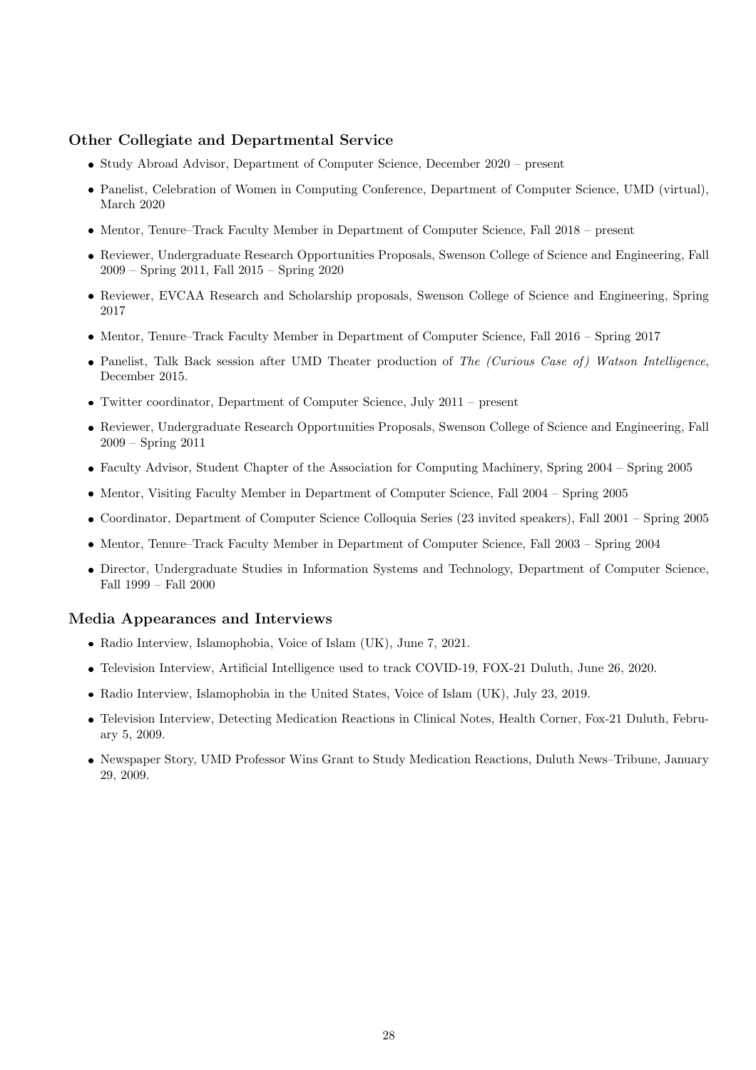### Other Collegiate and Departmental Service

- Study Abroad Advisor, Department of Computer Science, December 2020 – present
- Panelist, Celebration of Women in Computing Conference, Department of Computer Science, UMD (virtual), March 2020
- Mentor, Tenure–Track Faculty Member in Department of Computer Science, Fall 2018 – present
- Reviewer, Undergraduate Research Opportunities Proposals, Swenson College of Science and Engineering, Fall 2009 – Spring 2011, Fall 2015 – Spring 2020
- Reviewer, EVCAA Research and Scholarship proposals, Swenson College of Science and Engineering, Spring 2017
- Mentor, Tenure–Track Faculty Member in Department of Computer Science, Fall 2016 – Spring 2017
- Panelist, Talk Back session after UMD Theater production of *The (Curious Case of) Watson Intelligence*, December 2015.
- Twitter coordinator, Department of Computer Science, July 2011 – present
- Reviewer, Undergraduate Research Opportunities Proposals, Swenson College of Science and Engineering, Fall 2009 – Spring 2011
- Faculty Advisor, Student Chapter of the Association for Computing Machinery, Spring 2004 – Spring 2005
- Mentor, Visiting Faculty Member in Department of Computer Science, Fall 2004 – Spring 2005
- Coordinator, Department of Computer Science Colloquia Series (23 invited speakers), Fall 2001 – Spring 2005
- Mentor, Tenure–Track Faculty Member in Department of Computer Science, Fall 2003 – Spring 2004
- Director, Undergraduate Studies in Information Systems and Technology, Department of Computer Science, Fall 1999 – Fall 2000

### Media Appearances and Interviews

- Radio Interview, Islamophobia, Voice of Islam (UK), June 7, 2021.
- Television Interview, Artificial Intelligence used to track COVID-19, FOX-21 Duluth, June 26, 2020.
- Radio Interview, Islamophobia in the United States, Voice of Islam (UK), July 23, 2019.
- Television Interview, Detecting Medication Reactions in Clinical Notes, Health Corner, Fox-21 Duluth, February 5, 2009.
- Newspaper Story, UMD Professor Wins Grant to Study Medication Reactions, Duluth News–Tribune, January 29, 2009.